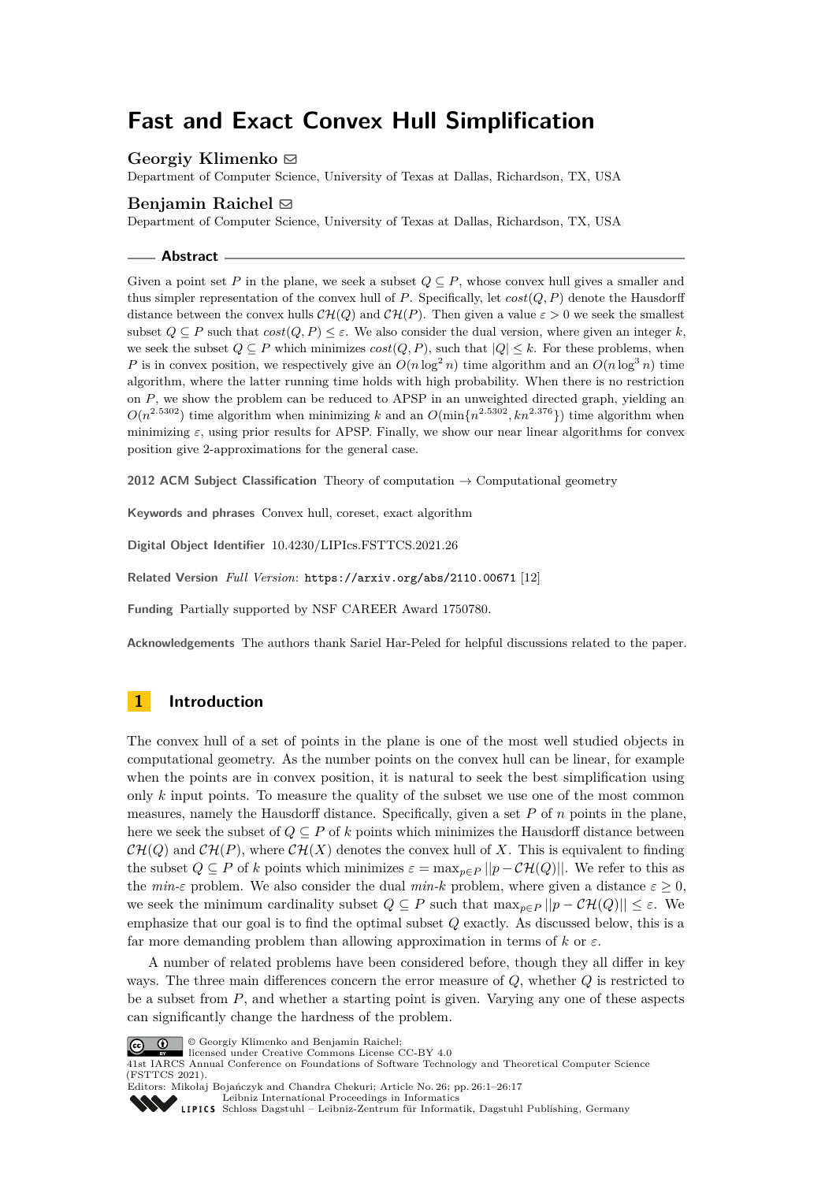# Fast and Exact Convex Hull Simplification

**Georgiy Klimenko** ✉

Department of Computer Science, University of Texas at Dallas, Richardson, TX, USA

**Benjamin Raichel** ✉

Department of Computer Science, University of Texas at Dallas, Richardson, TX, USA

## Abstract

Given a point set $P$ in the plane, we seek a subset $Q \subseteq P$, whose convex hull gives a smaller and thus simpler representation of the convex hull of $P$. Specifically, let $cost(Q, P)$ denote the Hausdorff distance between the convex hulls $\mathcal{CH}(Q)$ and $\mathcal{CH}(P)$. Then given a value $\varepsilon > 0$ we seek the smallest subset $Q \subseteq P$ such that $cost(Q, P) \leq \varepsilon$. We also consider the dual version, where given an integer $k$, we seek the subset $Q \subseteq P$ which minimizes $cost(Q, P)$, such that $|Q| \leq k$. For these problems, when $P$ is in convex position, we respectively give an $O(n \log^2 n)$ time algorithm and an $O(n \log^3 n)$ time algorithm, where the latter running time holds with high probability. When there is no restriction on $P$, we show the problem can be reduced to APSP in an unweighted directed graph, yielding an $O(n^{2.5302})$ time algorithm when minimizing $k$ and an $O(\min\{n^{2.5302}, kn^{2.376}\})$ time algorithm when minimizing $\varepsilon$, using prior results for APSP. Finally, we show our near linear algorithms for convex position give 2-approximations for the general case.

**2012 ACM Subject Classification** Theory of computation → Computational geometry

**Keywords and phrases** Convex hull, coreset, exact algorithm

**Digital Object Identifier** 10.4230/LIPIcs.FSTTCS.2021.26

**Related Version** *Full Version*: https://arxiv.org/abs/2110.00671 [12]

**Funding** Partially supported by NSF CAREER Award 1750780.

**Acknowledgements** The authors thank Sariel Har-Peled for helpful discussions related to the paper.

## 1 Introduction

The convex hull of a set of points in the plane is one of the most well studied objects in computational geometry. As the number points on the convex hull can be linear, for example when the points are in convex position, it is natural to seek the best simplification using only $k$ input points. To measure the quality of the subset we use one of the most common measures, namely the Hausdorff distance. Specifically, given a set $P$ of $n$ points in the plane, here we seek the subset of $Q \subseteq P$ of $k$ points which minimizes the Hausdorff distance between $\mathcal{CH}(Q)$ and $\mathcal{CH}(P)$, where $\mathcal{CH}(X)$ denotes the convex hull of $X$. This is equivalent to finding the subset $Q \subseteq P$ of $k$ points which minimizes $\varepsilon = \max_{p \in P} ||p - \mathcal{CH}(Q)||$. We refer to this as the *min-ε* problem. We also consider the dual *min-k* problem, where given a distance $\varepsilon \geq 0$, we seek the minimum cardinality subset $Q \subseteq P$ such that $\max_{p \in P} ||p - \mathcal{CH}(Q)|| \leq \varepsilon$. We emphasize that our goal is to find the optimal subset $Q$ exactly. As discussed below, this is a far more demanding problem than allowing approximation in terms of $k$ or $\varepsilon$.

A number of related problems have been considered before, though they all differ in key ways. The three main differences concern the error measure of $Q$, whether $Q$ is restricted to be a subset from $P$, and whether a starting point is given. Varying any one of these aspects can significantly change the hardness of the problem.

© Georgiy Klimenko and Benjamin Raichel;
licensed under Creative Commons License CC-BY 4.0
41st IARCS Annual Conference on Foundations of Software Technology and Theoretical Computer Science (FSTTCS 2021).
Editors: Mikołaj Bojańczyk and Chandra Chekuri; Article No. 26; pp. 26:1–26:17
Leibniz International Proceedings in Informatics
Schloss Dagstuhl – Leibniz-Zentrum für Informatik, Dagstuhl Publishing, Germany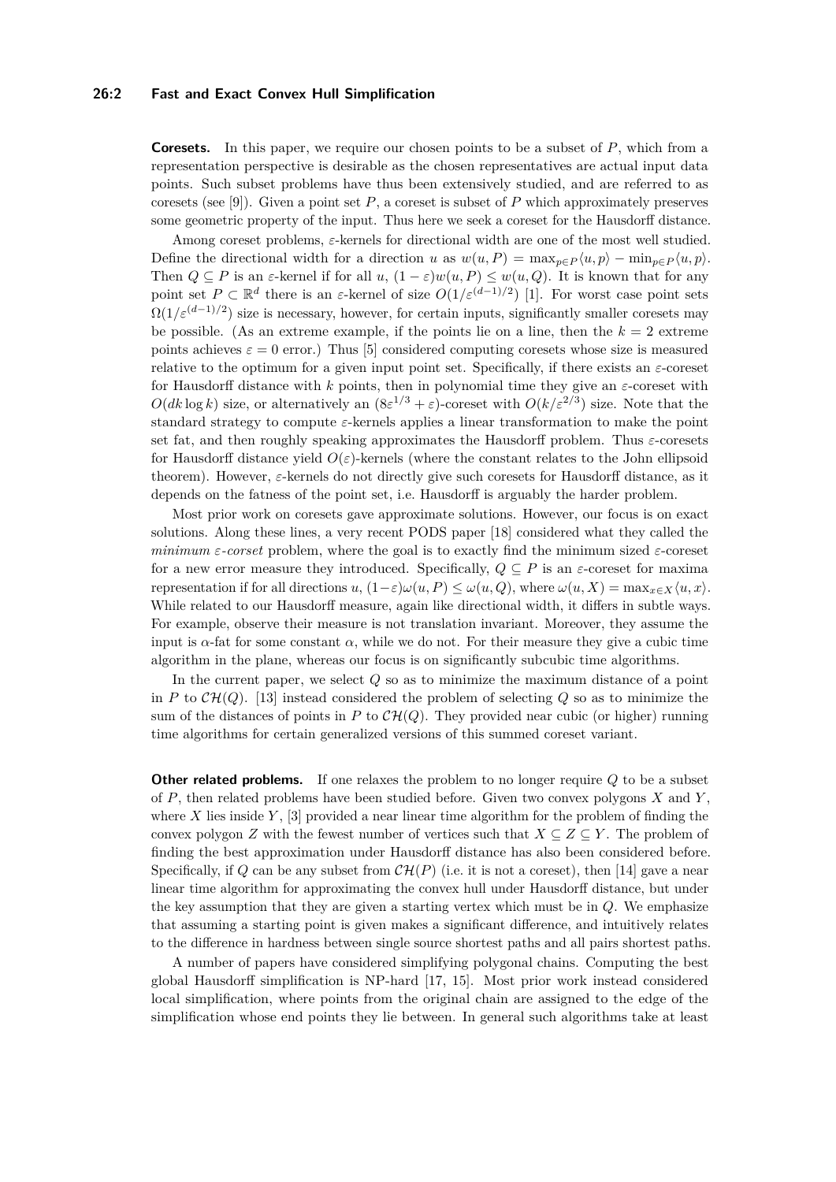**Coresets.** In this paper, we require our chosen points to be a subset of $P$, which from a representation perspective is desirable as the chosen representatives are actual input data points. Such subset problems have thus been extensively studied, and are referred to as coresets (see [9]). Given a point set $P$, a coreset is subset of $P$ which approximately preserves some geometric property of the input. Thus here we seek a coreset for the Hausdorff distance.

Among coreset problems, $\varepsilon$-kernels for directional width are one of the most well studied. Define the directional width for a direction $u$ as $w(u, P) = \max_{p\in P}\langle u, p\rangle - \min_{p\in P}\langle u, p\rangle$. Then $Q \subseteq P$ is an $\varepsilon$-kernel if for all $u$, $(1 - \varepsilon)w(u, P) \leq w(u, Q)$. It is known that for any point set $P \subset \mathbb{R}^d$ there is an $\varepsilon$-kernel of size $O(1/\varepsilon^{(d-1)/2})$ [1]. For worst case point sets $\Omega(1/\varepsilon^{(d-1)/2})$ size is necessary, however, for certain inputs, significantly smaller coresets may be possible. (As an extreme example, if the points lie on a line, then the $k = 2$ extreme points achieves $\varepsilon = 0$ error.) Thus [5] considered computing coresets whose size is measured relative to the optimum for a given input point set. Specifically, if there exists an $\varepsilon$-coreset for Hausdorff distance with $k$ points, then in polynomial time they give an $\varepsilon$-coreset with $O(dk \log k)$ size, or alternatively an $(8\varepsilon^{1/3} + \varepsilon)$-coreset with $O(k/\varepsilon^{2/3})$ size. Note that the standard strategy to compute $\varepsilon$-kernels applies a linear transformation to make the point set fat, and then roughly speaking approximates the Hausdorff problem. Thus $\varepsilon$-coresets for Hausdorff distance yield $O(\varepsilon)$-kernels (where the constant relates to the John ellipsoid theorem). However, $\varepsilon$-kernels do not directly give such coresets for Hausdorff distance, as it depends on the fatness of the point set, i.e. Hausdorff is arguably the harder problem.

Most prior work on coresets gave approximate solutions. However, our focus is on exact solutions. Along these lines, a very recent PODS paper [18] considered what they called the *minimum $\varepsilon$-corset* problem, where the goal is to exactly find the minimum sized $\varepsilon$-coreset for a new error measure they introduced. Specifically, $Q \subseteq P$ is an $\varepsilon$-coreset for maxima representation if for all directions $u$, $(1-\varepsilon)\omega(u, P) \leq \omega(u, Q)$, where $\omega(u, X) = \max_{x\in X}\langle u, x\rangle$. While related to our Hausdorff measure, again like directional width, it differs in subtle ways. For example, observe their measure is not translation invariant. Moreover, they assume the input is $\alpha$-fat for some constant $\alpha$, while we do not. For their measure they give a cubic time algorithm in the plane, whereas our focus is on significantly subcubic time algorithms.

In the current paper, we select $Q$ so as to minimize the maximum distance of a point in $P$ to $\mathcal{CH}(Q)$. [13] instead considered the problem of selecting $Q$ so as to minimize the sum of the distances of points in $P$ to $\mathcal{CH}(Q)$. They provided near cubic (or higher) running time algorithms for certain generalized versions of this summed coreset variant.

**Other related problems.** If one relaxes the problem to no longer require $Q$ to be a subset of $P$, then related problems have been studied before. Given two convex polygons $X$ and $Y$, where $X$ lies inside $Y$, [3] provided a near linear time algorithm for the problem of finding the convex polygon $Z$ with the fewest number of vertices such that $X \subseteq Z \subseteq Y$. The problem of finding the best approximation under Hausdorff distance has also been considered before. Specifically, if $Q$ can be any subset from $\mathcal{CH}(P)$ (i.e. it is not a coreset), then [14] gave a near linear time algorithm for approximating the convex hull under Hausdorff distance, but under the key assumption that they are given a starting vertex which must be in $Q$. We emphasize that assuming a starting point is given makes a significant difference, and intuitively relates to the difference in hardness between single source shortest paths and all pairs shortest paths.

A number of papers have considered simplifying polygonal chains. Computing the best global Hausdorff simplification is NP-hard [17, 15]. Most prior work instead considered local simplification, where points from the original chain are assigned to the edge of the simplification whose end points they lie between. In general such algorithms take at least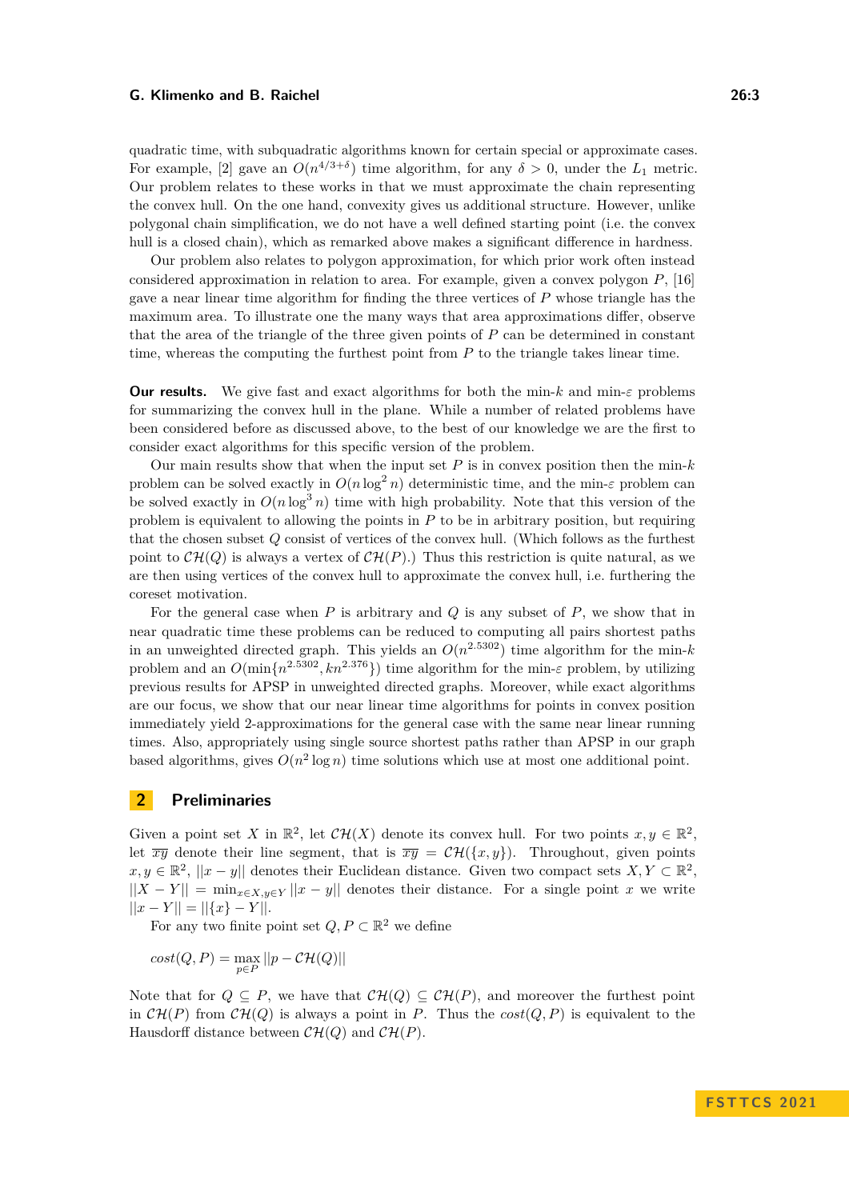quadratic time, with subquadratic algorithms known for certain special or approximate cases. For example, [2] gave an $O(n^{4/3+\delta})$ time algorithm, for any $\delta > 0$, under the $L_1$ metric. Our problem relates to these works in that we must approximate the chain representing the convex hull. On the one hand, convexity gives us additional structure. However, unlike polygonal chain simplification, we do not have a well defined starting point (i.e. the convex hull is a closed chain), which as remarked above makes a significant difference in hardness.

Our problem also relates to polygon approximation, for which prior work often instead considered approximation in relation to area. For example, given a convex polygon $P$, [16] gave a near linear time algorithm for finding the three vertices of $P$ whose triangle has the maximum area. To illustrate one the many ways that area approximations differ, observe that the area of the triangle of the three given points of $P$ can be determined in constant time, whereas the computing the furthest point from $P$ to the triangle takes linear time.

**Our results.** We give fast and exact algorithms for both the min-$k$ and min-$\varepsilon$ problems for summarizing the convex hull in the plane. While a number of related problems have been considered before as discussed above, to the best of our knowledge we are the first to consider exact algorithms for this specific version of the problem.

Our main results show that when the input set $P$ is in convex position then the min-$k$ problem can be solved exactly in $O(n \log^2 n)$ deterministic time, and the min-$\varepsilon$ problem can be solved exactly in $O(n \log^3 n)$ time with high probability. Note that this version of the problem is equivalent to allowing the points in $P$ to be in arbitrary position, but requiring that the chosen subset $Q$ consist of vertices of the convex hull. (Which follows as the furthest point to $\mathcal{CH}(Q)$ is always a vertex of $\mathcal{CH}(P)$.) Thus this restriction is quite natural, as we are then using vertices of the convex hull to approximate the convex hull, i.e. furthering the coreset motivation.

For the general case when $P$ is arbitrary and $Q$ is any subset of $P$, we show that in near quadratic time these problems can be reduced to computing all pairs shortest paths in an unweighted directed graph. This yields an $O(n^{2.5302})$ time algorithm for the min-$k$ problem and an $O(\min\{n^{2.5302}, kn^{2.376}\})$ time algorithm for the min-$\varepsilon$ problem, by utilizing previous results for APSP in unweighted directed graphs. Moreover, while exact algorithms are our focus, we show that our near linear time algorithms for points in convex position immediately yield 2-approximations for the general case with the same near linear running times. Also, appropriately using single source shortest paths rather than APSP in our graph based algorithms, gives $O(n^2 \log n)$ time solutions which use at most one additional point.

## 2 Preliminaries

Given a point set $X$ in $\mathbb{R}^2$, let $\mathcal{CH}(X)$ denote its convex hull. For two points $x, y \in \mathbb{R}^2$, let $\overline{xy}$ denote their line segment, that is $\overline{xy} = \mathcal{CH}(\{x, y\})$. Throughout, given points $x, y \in \mathbb{R}^2$, $||x - y||$ denotes their Euclidean distance. Given two compact sets $X, Y \subset \mathbb{R}^2$, $||X - Y|| = \min_{x \in X, y \in Y} ||x - y||$ denotes their distance. For a single point $x$ we write $||x - Y|| = ||\{x\} - Y||$.

For any two finite point set $Q, P \subset \mathbb{R}^2$ we define

$$cost(Q, P) = \max_{p \in P} ||p - \mathcal{CH}(Q)||$$

Note that for $Q \subseteq P$, we have that $\mathcal{CH}(Q) \subseteq \mathcal{CH}(P)$, and moreover the furthest point in $\mathcal{CH}(P)$ from $\mathcal{CH}(Q)$ is always a point in $P$. Thus the $cost(Q, P)$ is equivalent to the Hausdorff distance between $\mathcal{CH}(Q)$ and $\mathcal{CH}(P)$.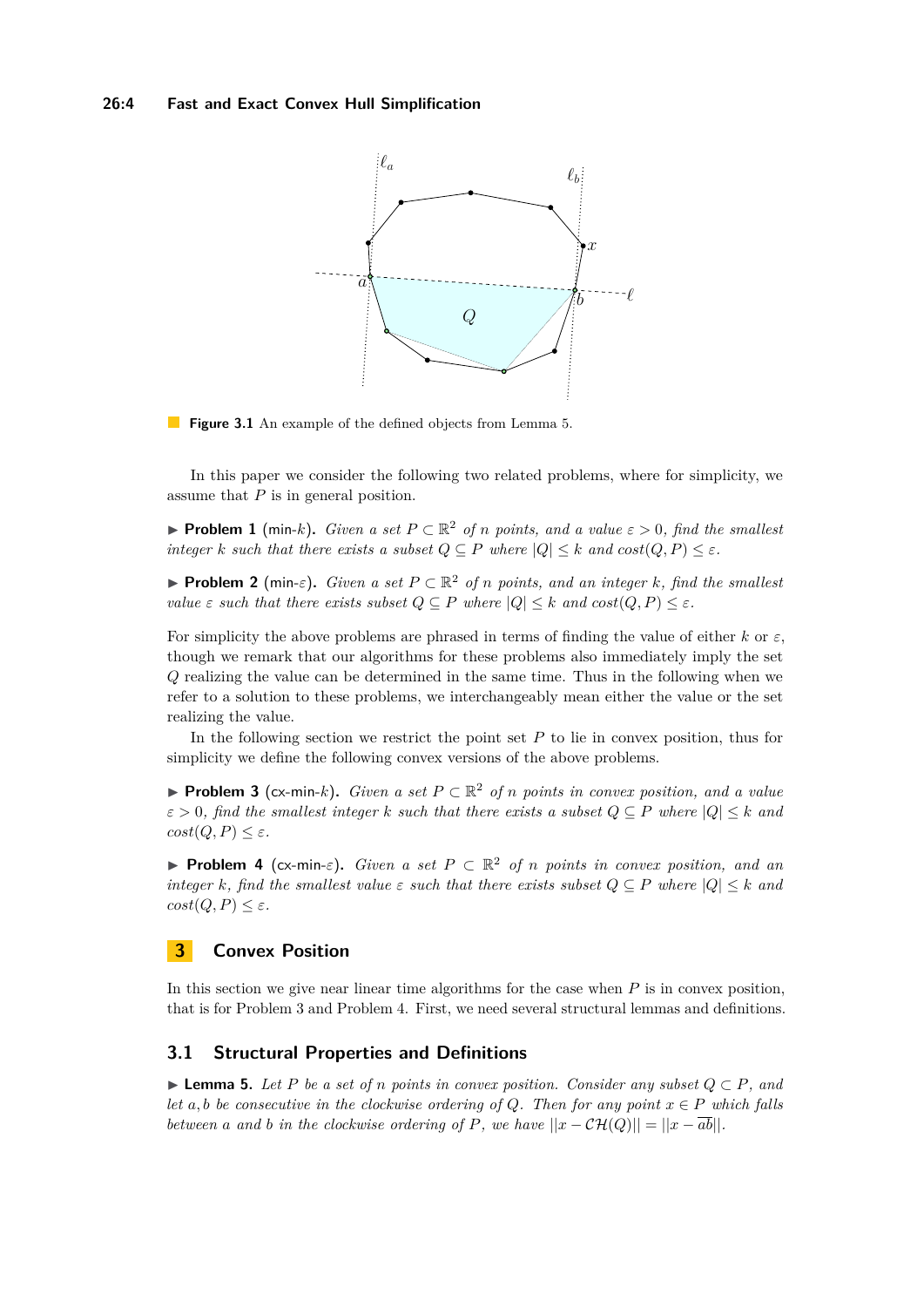**Figure 3.1** An example of the defined objects from Lemma 5.

In this paper we consider the following two related problems, where for simplicity, we assume that $P$ is in general position.

▶ **Problem 1** (min-$k$). *Given a set $P \subset \mathbb{R}^2$ of $n$ points, and a value $\varepsilon > 0$, find the smallest integer $k$ such that there exists a subset $Q \subseteq P$ where $|Q| \leq k$ and $cost(Q, P) \leq \varepsilon$.*

▶ **Problem 2** (min-$\varepsilon$). *Given a set $P \subset \mathbb{R}^2$ of $n$ points, and an integer $k$, find the smallest value $\varepsilon$ such that there exists subset $Q \subseteq P$ where $|Q| \leq k$ and $cost(Q, P) \leq \varepsilon$.*

For simplicity the above problems are phrased in terms of finding the value of either $k$ or $\varepsilon$, though we remark that our algorithms for these problems also immediately imply the set $Q$ realizing the value can be determined in the same time. Thus in the following when we refer to a solution to these problems, we interchangeably mean either the value or the set realizing the value.

In the following section we restrict the point set $P$ to lie in convex position, thus for simplicity we define the following convex versions of the above problems.

▶ **Problem 3** (cx-min-$k$). *Given a set $P \subset \mathbb{R}^2$ of $n$ points in convex position, and a value $\varepsilon > 0$, find the smallest integer $k$ such that there exists a subset $Q \subseteq P$ where $|Q| \leq k$ and $cost(Q, P) \leq \varepsilon$.*

▶ **Problem 4** (cx-min-$\varepsilon$). *Given a set $P \subset \mathbb{R}^2$ of $n$ points in convex position, and an integer $k$, find the smallest value $\varepsilon$ such that there exists subset $Q \subseteq P$ where $|Q| \leq k$ and $cost(Q, P) \leq \varepsilon$.*

# 3 Convex Position

In this section we give near linear time algorithms for the case when $P$ is in convex position, that is for Problem 3 and Problem 4. First, we need several structural lemmas and definitions.

## 3.1 Structural Properties and Definitions

▶ **Lemma 5.** *Let $P$ be a set of $n$ points in convex position. Consider any subset $Q \subset P$, and let $a, b$ be consecutive in the clockwise ordering of $Q$. Then for any point $x \in P$ which falls between $a$ and $b$ in the clockwise ordering of $P$, we have $||x - \mathcal{CH}(Q)|| = ||x - \overline{ab}||$.*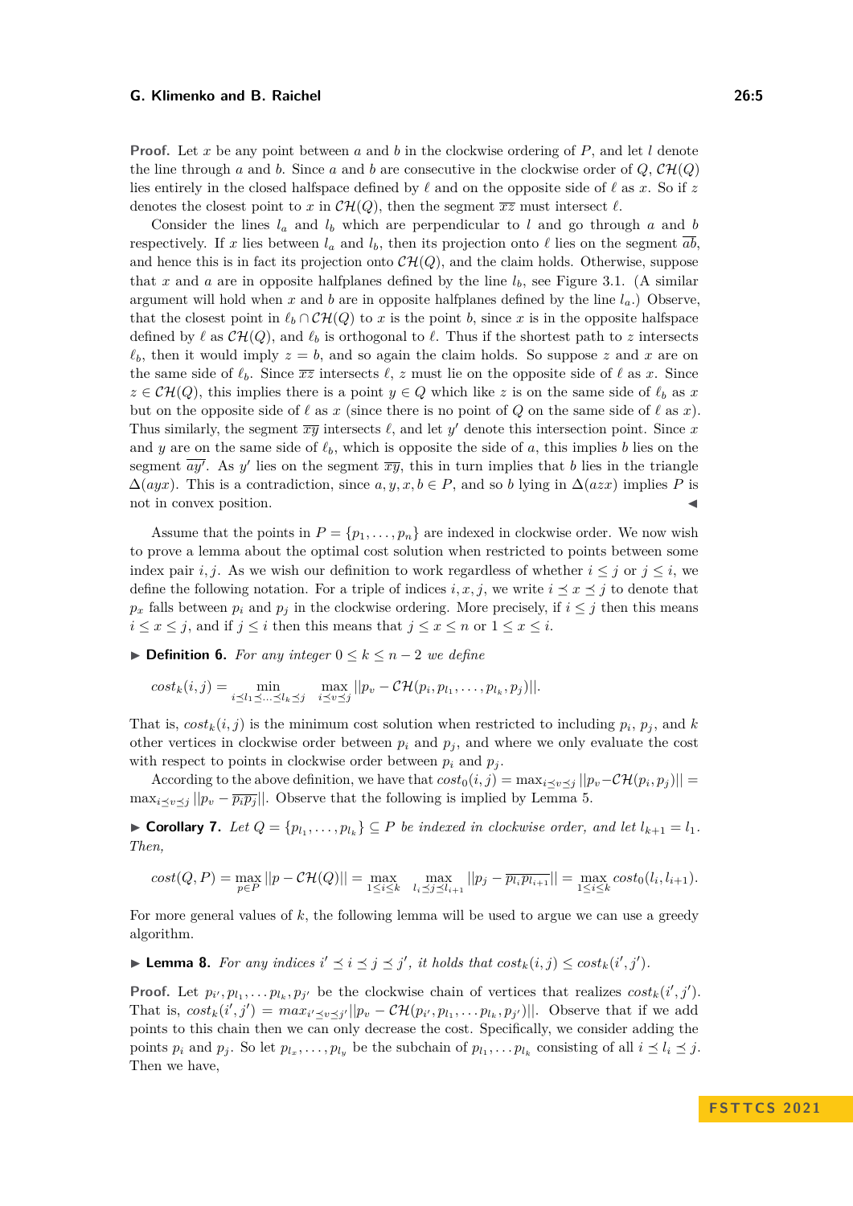**Proof.** Let $x$ be any point between $a$ and $b$ in the clockwise ordering of $P$, and let $l$ denote the line through $a$ and $b$. Since $a$ and $b$ are consecutive in the clockwise order of $Q$, $\mathcal{CH}(Q)$ lies entirely in the closed halfspace defined by $\ell$ and on the opposite side of $\ell$ as $x$. So if $z$ denotes the closest point to $x$ in $\mathcal{CH}(Q)$, then the segment $\overline{xz}$ must intersect $\ell$.

Consider the lines $l_a$ and $l_b$ which are perpendicular to $l$ and go through $a$ and $b$ respectively. If $x$ lies between $l_a$ and $l_b$, then its projection onto $\ell$ lies on the segment $\overline{ab}$, and hence this is in fact its projection onto $\mathcal{CH}(Q)$, and the claim holds. Otherwise, suppose that $x$ and $a$ are in opposite halfplanes defined by the line $l_b$, see Figure 3.1. (A similar argument will hold when $x$ and $b$ are in opposite halfplanes defined by the line $l_a$.) Observe, that the closest point in $\ell_b \cap \mathcal{CH}(Q)$ to $x$ is the point $b$, since $x$ is in the opposite halfspace defined by $\ell$ as $\mathcal{CH}(Q)$, and $\ell_b$ is orthogonal to $\ell$. Thus if the shortest path to $z$ intersects $\ell_b$, then it would imply $z = b$, and so again the claim holds. So suppose $z$ and $x$ are on the same side of $\ell_b$. Since $\overline{xz}$ intersects $\ell$, $z$ must lie on the opposite side of $\ell$ as $x$. Since $z \in \mathcal{CH}(Q)$, this implies there is a point $y \in Q$ which like $z$ is on the same side of $\ell_b$ as $x$ but on the opposite side of $\ell$ as $x$ (since there is no point of $Q$ on the same side of $\ell$ as $x$). Thus similarly, the segment $\overline{xy}$ intersects $\ell$, and let $y'$ denote this intersection point. Since $x$ and $y$ are on the same side of $\ell_b$, which is opposite the side of $a$, this implies $b$ lies on the segment $\overline{ay'}$. As $y'$ lies on the segment $\overline{xy}$, this in turn implies that $b$ lies in the triangle $\Delta(ayx)$. This is a contradiction, since $a, y, x, b \in P$, and so $b$ lying in $\Delta(azx)$ implies $P$ is not in convex position. ◀

Assume that the points in $P = \{p_1, \ldots, p_n\}$ are indexed in clockwise order. We now wish to prove a lemma about the optimal cost solution when restricted to points between some index pair $i, j$. As we wish our definition to work regardless of whether $i \le j$ or $j \le i$, we define the following notation. For a triple of indices $i, x, j$, we write $i \preceq x \preceq j$ to denote that $p_x$ falls between $p_i$ and $p_j$ in the clockwise ordering. More precisely, if $i \le j$ then this means $i \le x \le j$, and if $j \le i$ then this means that $j \le x \le n$ or $1 \le x \le i$.

▶ **Definition 6.** *For any integer $0 \le k \le n-2$ we define*

$$cost_k(i,j) = \min_{i \preceq l_1 \preceq \ldots \preceq l_k \preceq j} \; \max_{i \preceq v \preceq j} ||p_v - \mathcal{CH}(p_i, p_{l_1}, \ldots, p_{l_k}, p_j)||.$$

That is, $cost_k(i,j)$ is the minimum cost solution when restricted to including $p_i$, $p_j$, and $k$ other vertices in clockwise order between $p_i$ and $p_j$, and where we only evaluate the cost with respect to points in clockwise order between $p_i$ and $p_j$.

According to the above definition, we have that $cost_0(i,j) = \max_{i \preceq v \preceq j} ||p_v - \mathcal{CH}(p_i, p_j)|| = \max_{i \preceq v \preceq j} ||p_v - \overline{p_i p_j}||$. Observe that the following is implied by Lemma 5.

▶ **Corollary 7.** *Let $Q = \{p_{l_1}, \ldots, p_{l_k}\} \subseteq P$ be indexed in clockwise order, and let $l_{k+1} = l_1$. Then,*

$$cost(Q,P) = \max_{p \in P} ||p - \mathcal{CH}(Q)|| = \max_{1 \le i \le k} \; \max_{l_i \preceq j \preceq l_{i+1}} ||p_j - \overline{p_{l_i} p_{l_{i+1}}}|| = \max_{1 \le i \le k} cost_0(l_i, l_{i+1}).$$

For more general values of $k$, the following lemma will be used to argue we can use a greedy algorithm.

▶ **Lemma 8.** *For any indices $i' \preceq i \preceq j \preceq j'$, it holds that $cost_k(i,j) \le cost_k(i',j')$.*

**Proof.** Let $p_{i'}, p_{l_1}, \ldots p_{l_k}, p_{j'}$ be the clockwise chain of vertices that realizes $cost_k(i',j')$. That is, $cost_k(i',j') = max_{i' \preceq v \preceq j'} ||p_v - \mathcal{CH}(p_{i'}, p_{l_1}, \ldots p_{l_k}, p_{j'})||$. Observe that if we add points to this chain then we can only decrease the cost. Specifically, we consider adding the points $p_i$ and $p_j$. So let $p_{l_x}, \ldots, p_{l_y}$ be the subchain of $p_{l_1}, \ldots p_{l_k}$ consisting of all $i \preceq l_i \preceq j$. Then we have,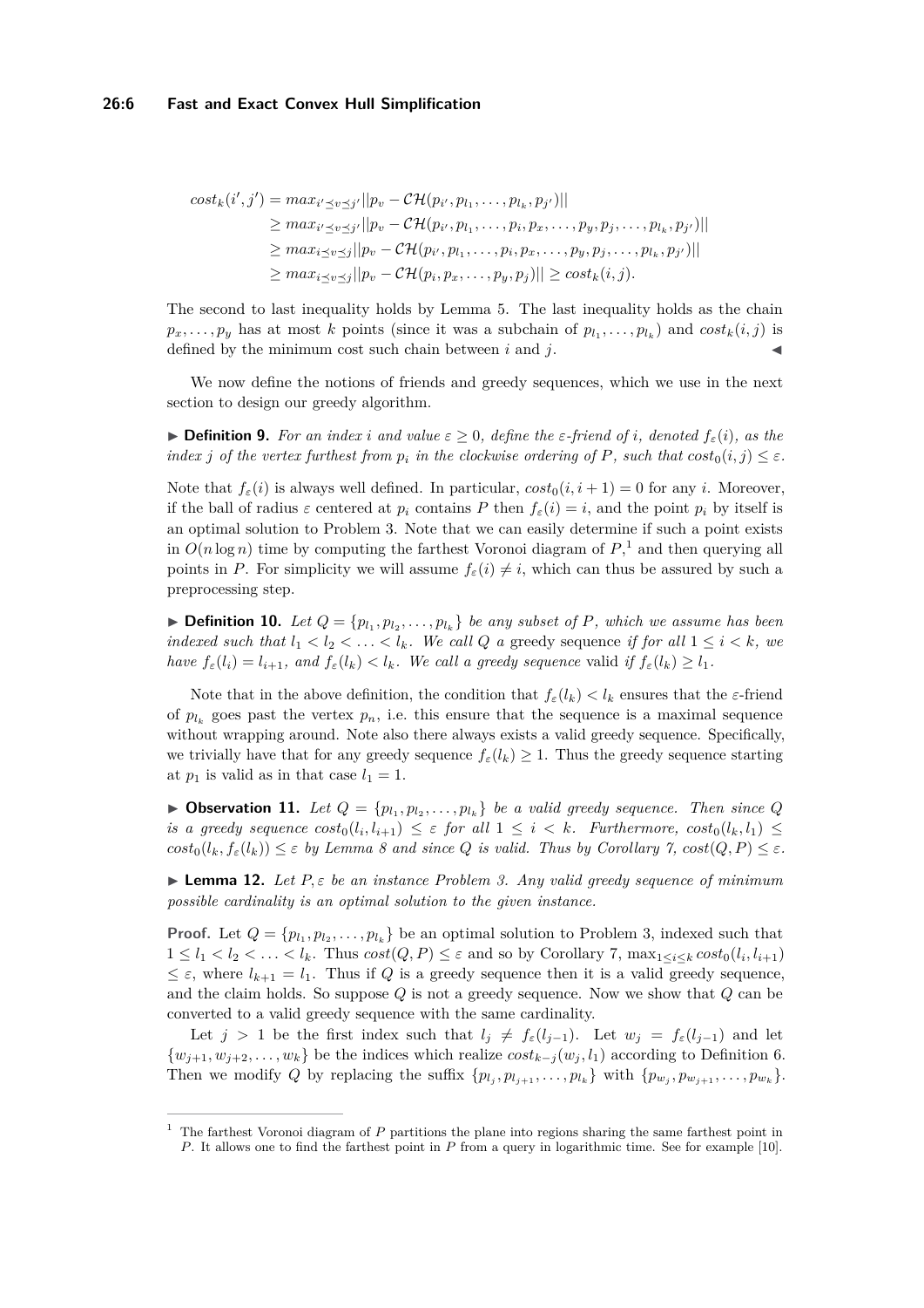$$
\begin{aligned}
cost_k(i',j') &= max_{i' \preceq v \preceq j'} ||p_v - \mathcal{CH}(p_{i'}, p_{l_1}, \ldots, p_{l_k}, p_{j'})|| \\
&\geq max_{i' \preceq v \preceq j'} ||p_v - \mathcal{CH}(p_{i'}, p_{l_1}, \ldots, p_i, p_x, \ldots, p_y, p_j, \ldots, p_{l_k}, p_{j'})|| \\
&\geq max_{i \preceq v \preceq j} ||p_v - \mathcal{CH}(p_{i'}, p_{l_1}, \ldots, p_i, p_x, \ldots, p_y, p_j, \ldots, p_{l_k}, p_{j'})|| \\
&\geq max_{i \preceq v \preceq j} ||p_v - \mathcal{CH}(p_i, p_x, \ldots, p_y, p_j)|| \geq cost_k(i,j).
\end{aligned}
$$

The second to last inequality holds by Lemma 5. The last inequality holds as the chain $p_x, \ldots, p_y$ has at most $k$ points (since it was a subchain of $p_{l_1}, \ldots, p_{l_k}$) and $cost_k(i,j)$ is defined by the minimum cost such chain between $i$ and $j$. ◀

We now define the notions of friends and greedy sequences, which we use in the next section to design our greedy algorithm.

▶ **Definition 9.** *For an index $i$ and value $\varepsilon \geq 0$, define the $\varepsilon$-friend of $i$, denoted $f_\varepsilon(i)$, as the index $j$ of the vertex furthest from $p_i$ in the clockwise ordering of $P$, such that $cost_0(i,j) \leq \varepsilon$.*

Note that $f_\varepsilon(i)$ is always well defined. In particular, $cost_0(i, i+1) = 0$ for any $i$. Moreover, if the ball of radius $\varepsilon$ centered at $p_i$ contains $P$ then $f_\varepsilon(i) = i$, and the point $p_i$ by itself is an optimal solution to Problem 3. Note that we can easily determine if such a point exists in $O(n \log n)$ time by computing the farthest Voronoi diagram of $P$,[1] and then querying all points in $P$. For simplicity we will assume $f_\varepsilon(i) \neq i$, which can thus be assured by such a preprocessing step.

▶ **Definition 10.** *Let $Q = \{p_{l_1}, p_{l_2}, \ldots, p_{l_k}\}$ be any subset of $P$, which we assume has been indexed such that $l_1 < l_2 < \ldots < l_k$. We call $Q$ a* greedy sequence *if for all $1 \leq i < k$, we have $f_\varepsilon(l_i) = l_{i+1}$, and $f_\varepsilon(l_k) < l_k$. We call a greedy sequence* valid *if $f_\varepsilon(l_k) \geq l_1$.*

Note that in the above definition, the condition that $f_\varepsilon(l_k) < l_k$ ensures that the $\varepsilon$-friend of $p_{l_k}$ goes past the vertex $p_n$, i.e. this ensure that the sequence is a maximal sequence without wrapping around. Note also there always exists a valid greedy sequence. Specifically, we trivially have that for any greedy sequence $f_\varepsilon(l_k) \geq 1$. Thus the greedy sequence starting at $p_1$ is valid as in that case $l_1 = 1$.

▶ **Observation 11.** *Let $Q = \{p_{l_1}, p_{l_2}, \ldots, p_{l_k}\}$ be a valid greedy sequence. Then since $Q$ is a greedy sequence $cost_0(l_i, l_{i+1}) \leq \varepsilon$ for all $1 \leq i < k$. Furthermore, $cost_0(l_k, l_1) \leq cost_0(l_k, f_\varepsilon(l_k)) \leq \varepsilon$ by Lemma 8 and since $Q$ is valid. Thus by Corollary 7, $cost(Q,P) \leq \varepsilon$.*

▶ **Lemma 12.** *Let $P, \varepsilon$ be an instance Problem 3. Any valid greedy sequence of minimum possible cardinality is an optimal solution to the given instance.*

**Proof.** Let $Q = \{p_{l_1}, p_{l_2}, \ldots, p_{l_k}\}$ be an optimal solution to Problem 3, indexed such that $1 \leq l_1 < l_2 < \ldots < l_k$. Thus $cost(Q,P) \leq \varepsilon$ and so by Corollary 7, $\max_{1 \leq i \leq k} cost_0(l_i, l_{i+1}) \leq \varepsilon$, where $l_{k+1} = l_1$. Thus if $Q$ is a greedy sequence then it is a valid greedy sequence, and the claim holds. So suppose $Q$ is not a greedy sequence. Now we show that $Q$ can be converted to a valid greedy sequence with the same cardinality.

Let $j > 1$ be the first index such that $l_j \neq f_\varepsilon(l_{j-1})$. Let $w_j = f_\varepsilon(l_{j-1})$ and let $\{w_{j+1}, w_{j+2}, \ldots, w_k\}$ be the indices which realize $cost_{k-j}(w_j, l_1)$ according to Definition 6. Then we modify $Q$ by replacing the suffix $\{p_{l_j}, p_{l_{j+1}}, \ldots, p_{l_k}\}$ with $\{p_{w_j}, p_{w_{j+1}}, \ldots, p_{w_k}\}$.

[1] The farthest Voronoi diagram of $P$ partitions the plane into regions sharing the same farthest point in $P$. It allows one to find the farthest point in $P$ from a query in logarithmic time. See for example [10].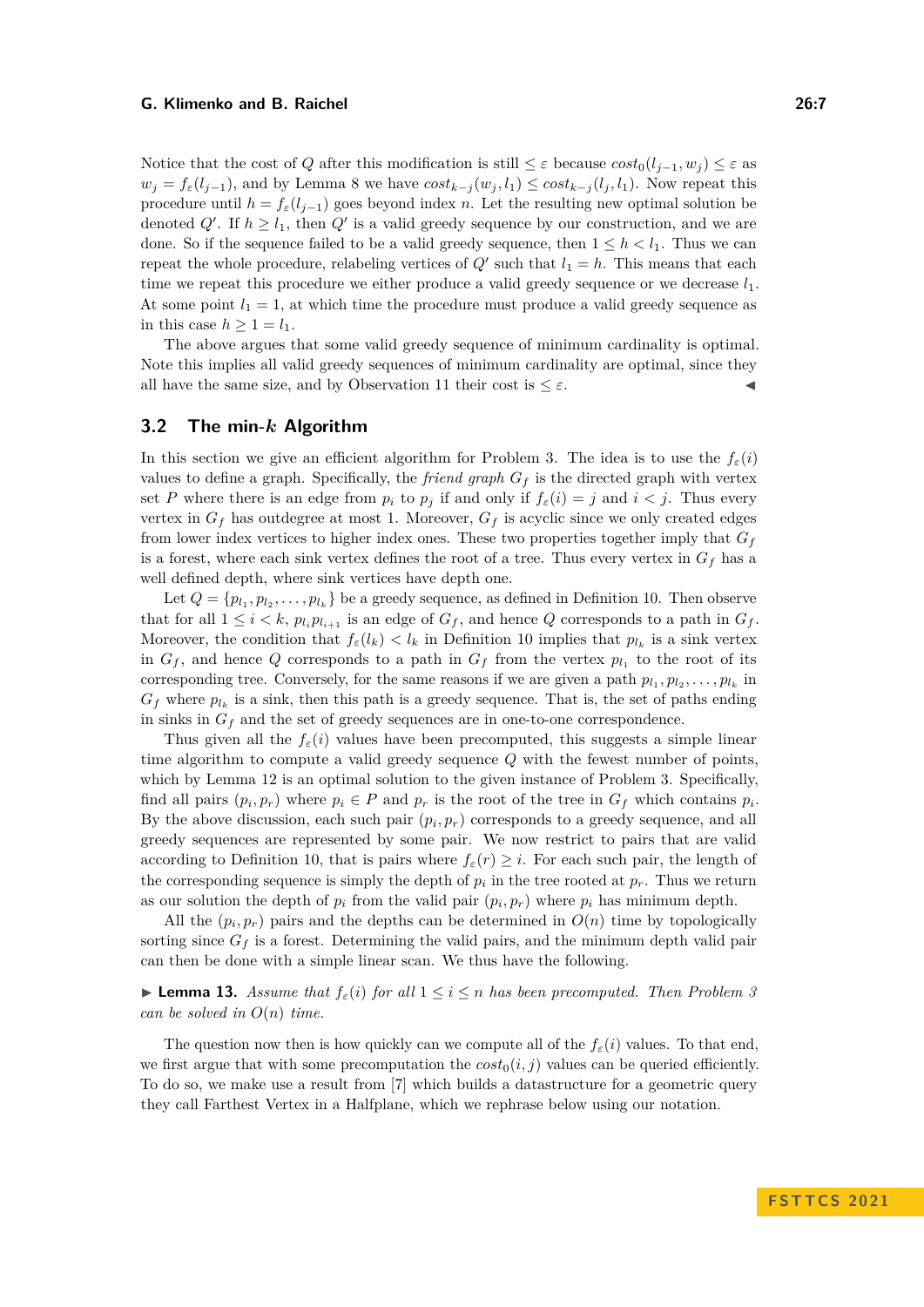Notice that the cost of $Q$ after this modification is still $\leq \varepsilon$ because $cost_0(l_{j-1}, w_j) \leq \varepsilon$ as $w_j = f_\varepsilon(l_{j-1})$, and by Lemma 8 we have $cost_{k-j}(w_j, l_1) \leq cost_{k-j}(l_j, l_1)$. Now repeat this procedure until $h = f_\varepsilon(l_{j-1})$ goes beyond index $n$. Let the resulting new optimal solution be denoted $Q'$. If $h \geq l_1$, then $Q'$ is a valid greedy sequence by our construction, and we are done. So if the sequence failed to be a valid greedy sequence, then $1 \leq h < l_1$. Thus we can repeat the whole procedure, relabeling vertices of $Q'$ such that $l_1 = h$. This means that each time we repeat this procedure we either produce a valid greedy sequence or we decrease $l_1$. At some point $l_1 = 1$, at which time the procedure must produce a valid greedy sequence as in this case $h \geq 1 = l_1$.

The above argues that some valid greedy sequence of minimum cardinality is optimal. Note this implies all valid greedy sequences of minimum cardinality are optimal, since they all have the same size, and by Observation 11 their cost is $\leq \varepsilon$. ◀

## 3.2 The min-$k$ Algorithm

In this section we give an efficient algorithm for Problem 3. The idea is to use the $f_\varepsilon(i)$ values to define a graph. Specifically, the *friend graph* $G_f$ is the directed graph with vertex set $P$ where there is an edge from $p_i$ to $p_j$ if and only if $f_\varepsilon(i) = j$ and $i < j$. Thus every vertex in $G_f$ has outdegree at most 1. Moreover, $G_f$ is acyclic since we only created edges from lower index vertices to higher index ones. These two properties together imply that $G_f$ is a forest, where each sink vertex defines the root of a tree. Thus every vertex in $G_f$ has a well defined depth, where sink vertices have depth one.

Let $Q = \{p_{l_1}, p_{l_2}, \ldots, p_{l_k}\}$ be a greedy sequence, as defined in Definition 10. Then observe that for all $1 \leq i < k$, $p_{l_i} p_{l_{i+1}}$ is an edge of $G_f$, and hence $Q$ corresponds to a path in $G_f$. Moreover, the condition that $f_\varepsilon(l_k) < l_k$ in Definition 10 implies that $p_{l_k}$ is a sink vertex in $G_f$, and hence $Q$ corresponds to a path in $G_f$ from the vertex $p_{l_1}$ to the root of its corresponding tree. Conversely, for the same reasons if we are given a path $p_{l_1}, p_{l_2}, \ldots, p_{l_k}$ in $G_f$ where $p_{l_k}$ is a sink, then this path is a greedy sequence. That is, the set of paths ending in sinks in $G_f$ and the set of greedy sequences are in one-to-one correspondence.

Thus given all the $f_\varepsilon(i)$ values have been precomputed, this suggests a simple linear time algorithm to compute a valid greedy sequence $Q$ with the fewest number of points, which by Lemma 12 is an optimal solution to the given instance of Problem 3. Specifically, find all pairs $(p_i, p_r)$ where $p_i \in P$ and $p_r$ is the root of the tree in $G_f$ which contains $p_i$. By the above discussion, each such pair $(p_i, p_r)$ corresponds to a greedy sequence, and all greedy sequences are represented by some pair. We now restrict to pairs that are valid according to Definition 10, that is pairs where $f_\varepsilon(r) \geq i$. For each such pair, the length of the corresponding sequence is simply the depth of $p_i$ in the tree rooted at $p_r$. Thus we return as our solution the depth of $p_i$ from the valid pair $(p_i, p_r)$ where $p_i$ has minimum depth.

All the $(p_i, p_r)$ pairs and the depths can be determined in $O(n)$ time by topologically sorting since $G_f$ is a forest. Determining the valid pairs, and the minimum depth valid pair can then be done with a simple linear scan. We thus have the following.

▶ **Lemma 13.** *Assume that $f_\varepsilon(i)$ for all $1 \leq i \leq n$ has been precomputed. Then Problem 3 can be solved in $O(n)$ time.*

The question now then is how quickly can we compute all of the $f_\varepsilon(i)$ values. To that end, we first argue that with some precomputation the $cost_0(i, j)$ values can be queried efficiently. To do so, we make use a result from [7] which builds a datastructure for a geometric query they call Farthest Vertex in a Halfplane, which we rephrase below using our notation.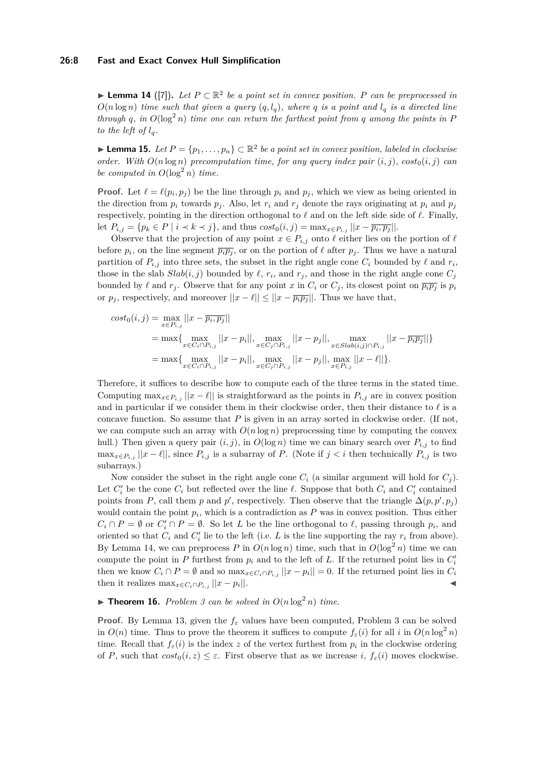▶ **Lemma 14** ([7])**.** *Let $P \subset \mathbb{R}^2$ be a point set in convex position. $P$ can be preprocessed in $O(n \log n)$ time such that given a query $(q, l_q)$, where $q$ is a point and $l_q$ is a directed line through $q$, in $O(\log^2 n)$ time one can return the farthest point from $q$ among the points in $P$ to the left of $l_q$.*

▶ **Lemma 15.** *Let $P = \{p_1, \ldots, p_n\} \subset \mathbb{R}^2$ be a point set in convex position, labeled in clockwise order. With $O(n \log n)$ precomputation time, for any query index pair $(i, j)$, $cost_0(i, j)$ can be computed in $O(\log^2 n)$ time.*

**Proof.** Let $\ell = \ell(p_i, p_j)$ be the line through $p_i$ and $p_j$, which we view as being oriented in the direction from $p_i$ towards $p_j$. Also, let $r_i$ and $r_j$ denote the rays originating at $p_i$ and $p_j$ respectively, pointing in the direction orthogonal to $\ell$ and on the left side side of $\ell$. Finally, let $P_{i,j} = \{p_k \in P \mid i \prec k \prec j\}$, and thus $cost_0(i, j) = \max_{x \in P_{i,j}} ||x - \overline{p_i, p_j}||$.

Observe that the projection of any point $x \in P_{i,j}$ onto $\ell$ either lies on the portion of $\ell$ before $p_i$, on the line segment $\overline{p_i p_j}$, or on the portion of $\ell$ after $p_j$. Thus we have a natural partition of $P_{i,j}$ into three sets, the subset in the right angle cone $C_i$ bounded by $\ell$ and $r_i$, those in the slab $Slab(i, j)$ bounded by $\ell$, $r_i$, and $r_j$, and those in the right angle cone $C_j$ bounded by $\ell$ and $r_j$. Observe that for any point $x$ in $C_i$ or $C_j$, its closest point on $\overline{p_i p_j}$ is $p_i$ or $p_j$, respectively, and moreover $||x - \ell|| \le ||x - \overline{p_i p_j}||$. Thus we have that,

$$
\begin{aligned}
cost_0(i, j) &= \max_{x \in P_{i,j}} ||x - \overline{p_i, p_j}|| \\
&= \max\{\max_{x \in C_i \cap P_{i,j}} ||x - p_i||, \max_{x \in C_j \cap P_{i,j}} ||x - p_j||, \max_{x \in Slab(i,j) \cap P_{i,j}} ||x - \overline{p_i p_j}||\} \\
&= \max\{\max_{x \in C_i \cap P_{i,j}} ||x - p_i||, \max_{x \in C_j \cap P_{i,j}} ||x - p_j||, \max_{x \in P_{i,j}} ||x - \ell||\}.
\end{aligned}
$$

Therefore, it suffices to describe how to compute each of the three terms in the stated time. Computing $\max_{x \in P_{i,j}} ||x - \ell||$ is straightforward as the points in $P_{i,j}$ are in convex position and in particular if we consider them in their clockwise order, then their distance to $\ell$ is a concave function. So assume that $P$ is given in an array sorted in clockwise order. (If not, we can compute such an array with $O(n \log n)$ preprocessing time by computing the convex hull.) Then given a query pair $(i, j)$, in $O(\log n)$ time we can binary search over $P_{i,j}$ to find $\max_{x \in P_{i,j}} ||x - \ell||$, since $P_{i,j}$ is a subarray of $P$. (Note if $j < i$ then technically $P_{i,j}$ is two subarrays.)

Now consider the subset in the right angle cone $C_i$ (a similar argument will hold for $C_j$). Let $C_i'$ be the cone $C_i$ but reflected over the line $\ell$. Suppose that both $C_i$ and $C_i'$ contained points from $P$, call them $p$ and $p'$, respectively. Then observe that the triangle $\Delta(p, p', p_j)$ would contain the point $p_i$, which is a contradiction as $P$ was in convex position. Thus either $C_i \cap P = \emptyset$ or $C_i' \cap P = \emptyset$. So let $L$ be the line orthogonal to $\ell$, passing through $p_i$, and oriented so that $C_i$ and $C_i'$ lie to the left (i.e. $L$ is the line supporting the ray $r_i$ from above). By Lemma 14, we can preprocess $P$ in $O(n \log n)$ time, such that in $O(\log^2 n)$ time we can compute the point in $P$ furthest from $p_i$ and to the left of $L$. If the returned point lies in $C_i'$ then we know $C_i \cap P = \emptyset$ and so $\max_{x \in C_i \cap P_{i,j}} ||x - p_i|| = 0$. If the returned point lies in $C_i$ then it realizes $\max_{x \in C_i \cap P_{i,j}} ||x - p_i||$. ◀

▶ **Theorem 16.** *Problem 3 can be solved in $O(n \log^2 n)$ time.*

**Proof.** By Lemma 13, given the $f_\varepsilon$ values have been computed, Problem 3 can be solved in $O(n)$ time. Thus to prove the theorem it suffices to compute $f_\varepsilon(i)$ for all $i$ in $O(n \log^2 n)$ time. Recall that $f_\varepsilon(i)$ is the index $z$ of the vertex furthest from $p_i$ in the clockwise ordering of $P$, such that $cost_0(i, z) \le \varepsilon$. First observe that as we increase $i$, $f_\varepsilon(i)$ moves clockwise.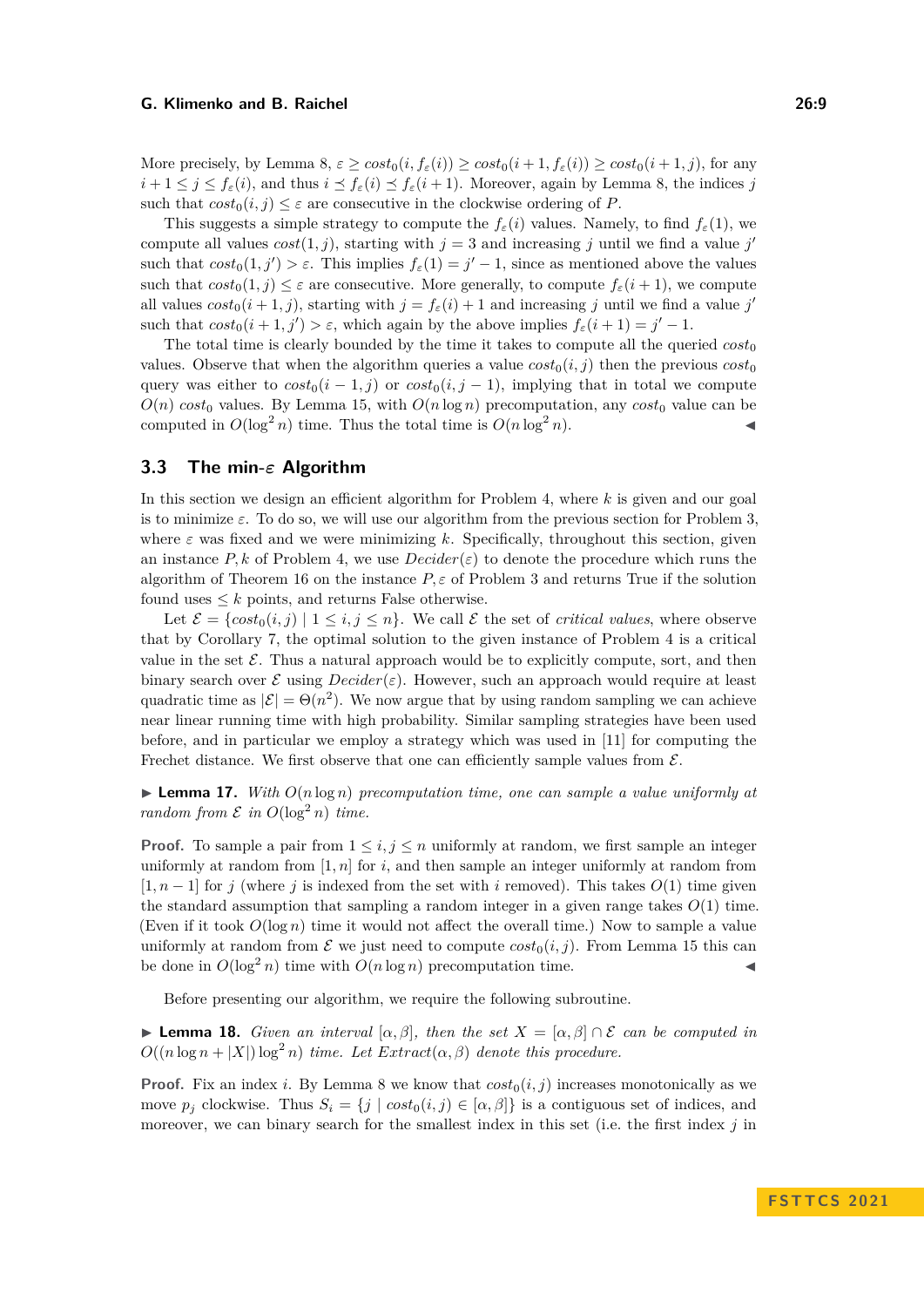More precisely, by Lemma 8, $\varepsilon \geq cost_0(i, f_\varepsilon(i)) \geq cost_0(i+1, f_\varepsilon(i)) \geq cost_0(i+1, j)$, for any $i+1 \leq j \leq f_\varepsilon(i)$, and thus $i \preceq f_\varepsilon(i) \preceq f_\varepsilon(i+1)$. Moreover, again by Lemma 8, the indices $j$ such that $cost_0(i,j) \leq \varepsilon$ are consecutive in the clockwise ordering of $P$.

This suggests a simple strategy to compute the $f_\varepsilon(i)$ values. Namely, to find $f_\varepsilon(1)$, we compute all values $cost(1,j)$, starting with $j=3$ and increasing $j$ until we find a value $j'$ such that $cost_0(1,j') > \varepsilon$. This implies $f_\varepsilon(1) = j'-1$, since as mentioned above the values such that $cost_0(1,j) \leq \varepsilon$ are consecutive. More generally, to compute $f_\varepsilon(i+1)$, we compute all values $cost_0(i+1,j)$, starting with $j = f_\varepsilon(i)+1$ and increasing $j$ until we find a value $j'$ such that $cost_0(i+1,j') > \varepsilon$, which again by the above implies $f_\varepsilon(i+1) = j'-1$.

The total time is clearly bounded by the time it takes to compute all the queried $cost_0$ values. Observe that when the algorithm queries a value $cost_0(i,j)$ then the previous $cost_0$ query was either to $cost_0(i-1,j)$ or $cost_0(i,j-1)$, implying that in total we compute $O(n)$ $cost_0$ values. By Lemma 15, with $O(n \log n)$ precomputation, any $cost_0$ value can be computed in $O(\log^2 n)$ time. Thus the total time is $O(n \log^2 n)$. ◀

## 3.3 The min-$\varepsilon$ Algorithm

In this section we design an efficient algorithm for Problem 4, where $k$ is given and our goal is to minimize $\varepsilon$. To do so, we will use our algorithm from the previous section for Problem 3, where $\varepsilon$ was fixed and we were minimizing $k$. Specifically, throughout this section, given an instance $P, k$ of Problem 4, we use *Decider*($\varepsilon$) to denote the procedure which runs the algorithm of Theorem 16 on the instance $P, \varepsilon$ of Problem 3 and returns True if the solution found uses $\leq k$ points, and returns False otherwise.

Let $\mathcal{E} = \{cost_0(i,j) \mid 1 \leq i,j \leq n\}$. We call $\mathcal{E}$ the set of *critical values*, where observe that by Corollary 7, the optimal solution to the given instance of Problem 4 is a critical value in the set $\mathcal{E}$. Thus a natural approach would be to explicitly compute, sort, and then binary search over $\mathcal{E}$ using *Decider*($\varepsilon$). However, such an approach would require at least quadratic time as $|\mathcal{E}| = \Theta(n^2)$. We now argue that by using random sampling we can achieve near linear running time with high probability. Similar sampling strategies have been used before, and in particular we employ a strategy which was used in [11] for computing the Frechet distance. We first observe that one can efficiently sample values from $\mathcal{E}$.

▶ **Lemma 17.** *With $O(n \log n)$ precomputation time, one can sample a value uniformly at random from $\mathcal{E}$ in $O(\log^2 n)$ time.*

**Proof.** To sample a pair from $1 \leq i,j \leq n$ uniformly at random, we first sample an integer uniformly at random from $[1,n]$ for $i$, and then sample an integer uniformly at random from $[1,n-1]$ for $j$ (where $j$ is indexed from the set with $i$ removed). This takes $O(1)$ time given the standard assumption that sampling a random integer in a given range takes $O(1)$ time. (Even if it took $O(\log n)$ time it would not affect the overall time.) Now to sample a value uniformly at random from $\mathcal{E}$ we just need to compute $cost_0(i,j)$. From Lemma 15 this can be done in $O(\log^2 n)$ time with $O(n \log n)$ precomputation time. ◀

Before presenting our algorithm, we require the following subroutine.

▶ **Lemma 18.** *Given an interval $[\alpha, \beta]$, then the set $X = [\alpha, \beta] \cap \mathcal{E}$ can be computed in $O((n \log n + |X|) \log^2 n)$ time. Let Extract$(\alpha, \beta)$ denote this procedure.*

**Proof.** Fix an index $i$. By Lemma 8 we know that $cost_0(i,j)$ increases monotonically as we move $p_j$ clockwise. Thus $S_i = \{j \mid cost_0(i,j) \in [\alpha, \beta]\}$ is a contiguous set of indices, and moreover, we can binary search for the smallest index in this set (i.e. the first index $j$ in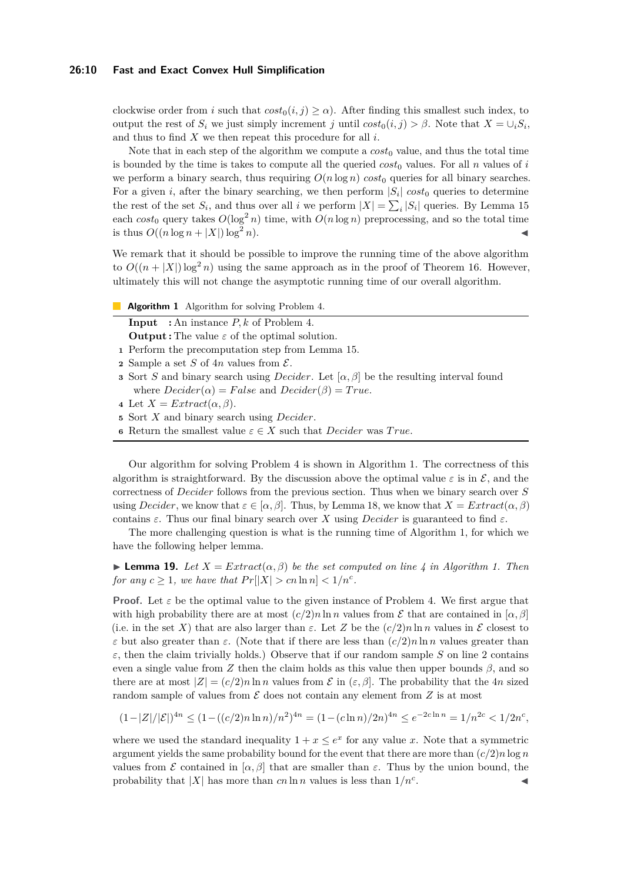clockwise order from $i$ such that $cost_0(i,j) \geq \alpha$). After finding this smallest such index, to output the rest of $S_i$ we just simply increment $j$ until $cost_0(i,j) > \beta$. Note that $X = \cup_i S_i$, and thus to find $X$ we then repeat this procedure for all $i$.

Note that in each step of the algorithm we compute a $cost_0$ value, and thus the total time is bounded by the time is takes to compute all the queried $cost_0$ values. For all $n$ values of $i$ we perform a binary search, thus requiring $O(n \log n)$ $cost_0$ queries for all binary searches. For a given $i$, after the binary searching, we then perform $|S_i|$ $cost_0$ queries to determine the rest of the set $S_i$, and thus over all $i$ we perform $|X| = \sum_i |S_i|$ queries. By Lemma 15 each $cost_0$ query takes $O(\log^2 n)$ time, with $O(n \log n)$ preprocessing, and so the total time is thus $O((n \log n + |X|) \log^2 n)$. ◀

We remark that it should be possible to improve the running time of the above algorithm to $O((n + |X|) \log^2 n)$ using the same approach as in the proof of Theorem 16. However, ultimately this will not change the asymptotic running time of our overall algorithm.

**Algorithm 1** Algorithm for solving Problem 4.

**Input** : An instance $P, k$ of Problem 4.
**Output :** The value $\varepsilon$ of the optimal solution.

1. Perform the precomputation step from Lemma 15.
2. Sample a set $S$ of $4n$ values from $\mathcal{E}$.
3. Sort $S$ and binary search using *Decider*. Let $[\alpha, \beta]$ be the resulting interval found where $Decider(\alpha) = False$ and $Decider(\beta) = True$.
4. Let $X = Extract(\alpha, \beta)$.
5. Sort $X$ and binary search using *Decider*.
6. Return the smallest value $\varepsilon \in X$ such that *Decider* was *True*.

Our algorithm for solving Problem 4 is shown in Algorithm 1. The correctness of this algorithm is straightforward. By the discussion above the optimal value $\varepsilon$ is in $\mathcal{E}$, and the correctness of *Decider* follows from the previous section. Thus when we binary search over $S$ using *Decider*, we know that $\varepsilon \in [\alpha, \beta]$. Thus, by Lemma 18, we know that $X = Extract(\alpha, \beta)$ contains $\varepsilon$. Thus our final binary search over $X$ using *Decider* is guaranteed to find $\varepsilon$.

The more challenging question is what is the running time of Algorithm 1, for which we have the following helper lemma.

▶ **Lemma 19.** *Let $X = Extract(\alpha, \beta)$ be the set computed on line 4 in Algorithm 1. Then for any $c \geq 1$, we have that $Pr[|X| > cn \ln n] < 1/n^c$.*

**Proof.** Let $\varepsilon$ be the optimal value to the given instance of Problem 4. We first argue that with high probability there are at most $(c/2)n \ln n$ values from $\mathcal{E}$ that are contained in $[\alpha, \beta]$ (i.e. in the set $X$) that are also larger than $\varepsilon$. Let $Z$ be the $(c/2)n \ln n$ values in $\mathcal{E}$ closest to $\varepsilon$ but also greater than $\varepsilon$. (Note that if there are less than $(c/2)n \ln n$ values greater than $\varepsilon$, then the claim trivially holds.) Observe that if our random sample $S$ on line 2 contains even a single value from $Z$ then the claim holds as this value then upper bounds $\beta$, and so there are at most $|Z| = (c/2)n \ln n$ values from $\mathcal{E}$ in $(\varepsilon, \beta]$. The probability that the $4n$ sized random sample of values from $\mathcal{E}$ does not contain any element from $Z$ is at most

$$(1-|Z|/|\mathcal{E}|)^{4n} \leq (1-((c/2)n \ln n)/n^2)^{4n} = (1-(c \ln n)/2n)^{4n} \leq e^{-2c \ln n} = 1/n^{2c} < 1/2n^c,$$

where we used the standard inequality $1 + x \leq e^x$ for any value $x$. Note that a symmetric argument yields the same probability bound for the event that there are more than $(c/2)n \log n$ values from $\mathcal{E}$ contained in $[\alpha, \beta]$ that are smaller than $\varepsilon$. Thus by the union bound, the probability that $|X|$ has more than $cn \ln n$ values is less than $1/n^c$. ◀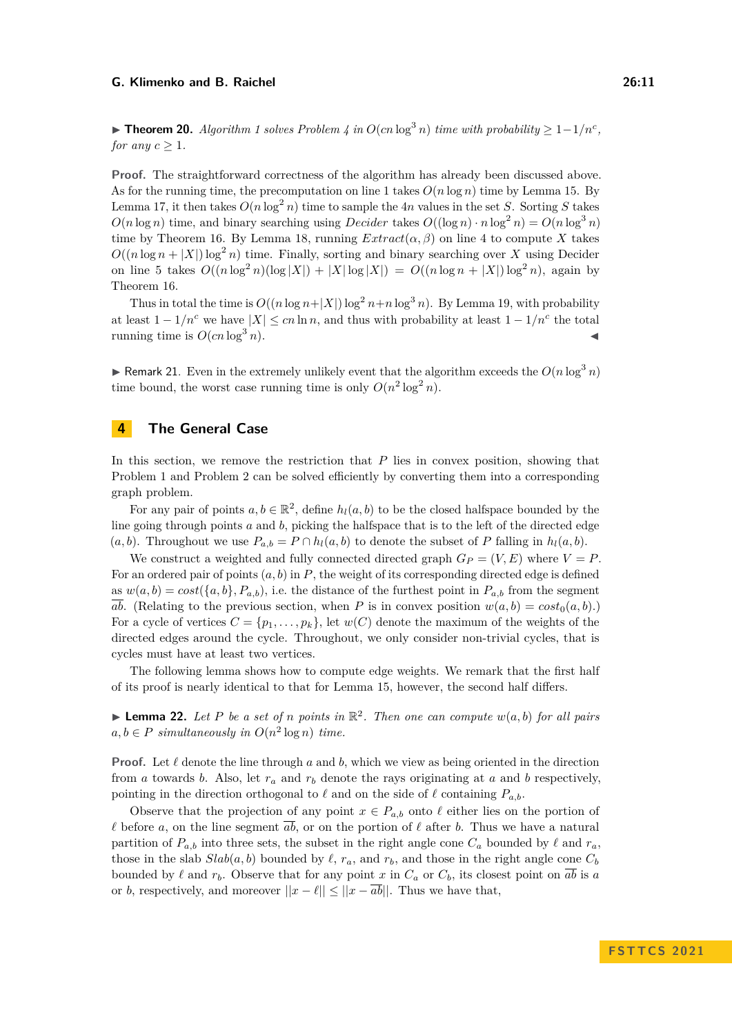▶ **Theorem 20.** *Algorithm 1 solves Problem 4 in $O(cn\log^3 n)$ time with probability $\geq 1-1/n^c$, for any $c \geq 1$.*

**Proof.** The straightforward correctness of the algorithm has already been discussed above. As for the running time, the precomputation on line 1 takes $O(n\log n)$ time by Lemma 15. By Lemma 17, it then takes $O(n\log^2 n)$ time to sample the $4n$ values in the set $S$. Sorting $S$ takes $O(n\log n)$ time, and binary searching using *Decider* takes $O((\log n)\cdot n\log^2 n) = O(n\log^3 n)$ time by Theorem 16. By Lemma 18, running *Extract*$(\alpha,\beta)$ on line 4 to compute $X$ takes $O((n\log n + |X|)\log^2 n)$ time. Finally, sorting and binary searching over $X$ using Decider on line 5 takes $O((n\log^2 n)(\log|X|) + |X|\log|X|) = O((n\log n + |X|)\log^2 n)$, again by Theorem 16.

Thus in total the time is $O((n\log n+|X|)\log^2 n+n\log^3 n)$. By Lemma 19, with probability at least $1-1/n^c$ we have $|X| \leq cn\ln n$, and thus with probability at least $1-1/n^c$ the total running time is $O(cn\log^3 n)$. ◀

▶ Remark 21. Even in the extremely unlikely event that the algorithm exceeds the $O(n\log^3 n)$ time bound, the worst case running time is only $O(n^2\log^2 n)$.

## 4 The General Case

In this section, we remove the restriction that $P$ lies in convex position, showing that Problem 1 and Problem 2 can be solved efficiently by converting them into a corresponding graph problem.

For any pair of points $a, b \in \mathbb{R}^2$, define $h_l(a,b)$ to be the closed halfspace bounded by the line going through points $a$ and $b$, picking the halfspace that is to the left of the directed edge $(a,b)$. Throughout we use $P_{a,b} = P \cap h_l(a,b)$ to denote the subset of $P$ falling in $h_l(a,b)$.

We construct a weighted and fully connected directed graph $G_P = (V,E)$ where $V = P$. For an ordered pair of points $(a,b)$ in $P$, the weight of its corresponding directed edge is defined as $w(a,b) = cost(\{a,b\}, P_{a,b})$, i.e. the distance of the furthest point in $P_{a,b}$ from the segment $\overline{ab}$. (Relating to the previous section, when $P$ is in convex position $w(a,b) = cost_0(a,b)$.) For a cycle of vertices $C = \{p_1,\ldots,p_k\}$, let $w(C)$ denote the maximum of the weights of the directed edges around the cycle. Throughout, we only consider non-trivial cycles, that is cycles must have at least two vertices.

The following lemma shows how to compute edge weights. We remark that the first half of its proof is nearly identical to that for Lemma 15, however, the second half differs.

▶ **Lemma 22.** *Let $P$ be a set of $n$ points in $\mathbb{R}^2$. Then one can compute $w(a,b)$ for all pairs $a,b \in P$ simultaneously in $O(n^2\log n)$ time.*

**Proof.** Let $\ell$ denote the line through $a$ and $b$, which we view as being oriented in the direction from $a$ towards $b$. Also, let $r_a$ and $r_b$ denote the rays originating at $a$ and $b$ respectively, pointing in the direction orthogonal to $\ell$ and on the side of $\ell$ containing $P_{a,b}$.

Observe that the projection of any point $x \in P_{a,b}$ onto $\ell$ either lies on the portion of $\ell$ before $a$, on the line segment $\overline{ab}$, or on the portion of $\ell$ after $b$. Thus we have a natural partition of $P_{a,b}$ into three sets, the subset in the right angle cone $C_a$ bounded by $\ell$ and $r_a$, those in the slab $Slab(a,b)$ bounded by $\ell$, $r_a$, and $r_b$, and those in the right angle cone $C_b$ bounded by $\ell$ and $r_b$. Observe that for any point $x$ in $C_a$ or $C_b$, its closest point on $\overline{ab}$ is $a$ or $b$, respectively, and moreover $||x-\ell|| \leq ||x-\overline{ab}||$. Thus we have that,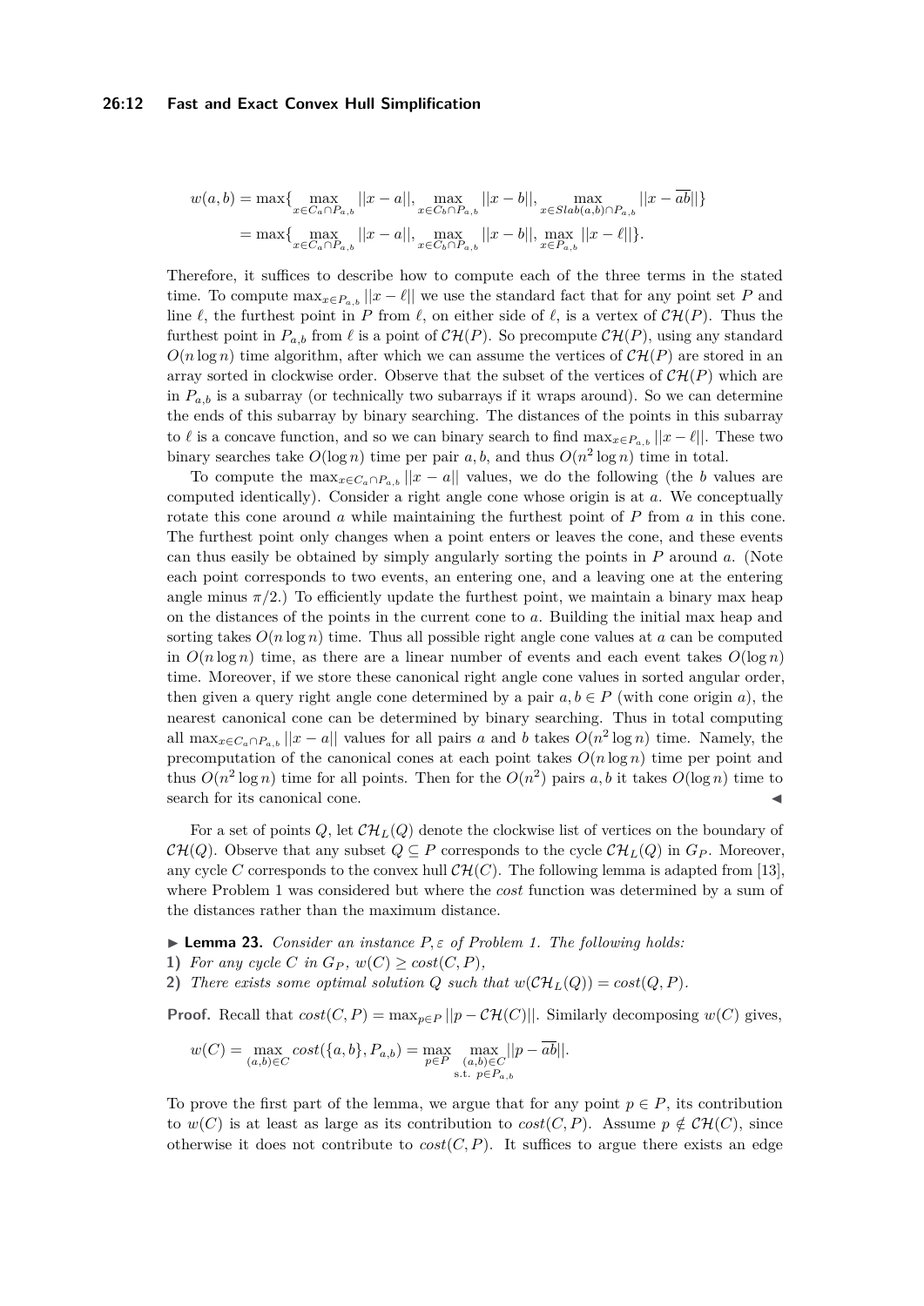$$
\begin{aligned}
w(a,b) &= \max\{ \max_{x \in C_a \cap P_{a,b}} ||x-a||, \max_{x \in C_b \cap P_{a,b}} ||x-b||, \max_{x \in Slab(a,b) \cap P_{a,b}} ||x-\overline{ab}||\} \\
&= \max\{ \max_{x \in C_a \cap P_{a,b}} ||x-a||, \max_{x \in C_b \cap P_{a,b}} ||x-b||, \max_{x \in P_{a,b}} ||x-\ell||\}.
\end{aligned}
$$

Therefore, it suffices to describe how to compute each of the three terms in the stated time. To compute $\max_{x \in P_{a,b}} ||x-\ell||$ we use the standard fact that for any point set $P$ and line $\ell$, the furthest point in $P$ from $\ell$, on either side of $\ell$, is a vertex of $\mathcal{CH}(P)$. Thus the furthest point in $P_{a,b}$ from $\ell$ is a point of $\mathcal{CH}(P)$. So precompute $\mathcal{CH}(P)$, using any standard $O(n \log n)$ time algorithm, after which we can assume the vertices of $\mathcal{CH}(P)$ are stored in an array sorted in clockwise order. Observe that the subset of the vertices of $\mathcal{CH}(P)$ which are in $P_{a,b}$ is a subarray (or technically two subarrays if it wraps around). So we can determine the ends of this subarray by binary searching. The distances of the points in this subarray to $\ell$ is a concave function, and so we can binary search to find $\max_{x \in P_{a,b}} ||x-\ell||$. These two binary searches take $O(\log n)$ time per pair $a,b$, and thus $O(n^2 \log n)$ time in total.

To compute the $\max_{x \in C_a \cap P_{a,b}} ||x-a||$ values, we do the following (the $b$ values are computed identically). Consider a right angle cone whose origin is at $a$. We conceptually rotate this cone around $a$ while maintaining the furthest point of $P$ from $a$ in this cone. The furthest point only changes when a point enters or leaves the cone, and these events can thus easily be obtained by simply angularly sorting the points in $P$ around $a$. (Note each point corresponds to two events, an entering one, and a leaving one at the entering angle minus $\pi/2$.) To efficiently update the furthest point, we maintain a binary max heap on the distances of the points in the current cone to $a$. Building the initial max heap and sorting takes $O(n \log n)$ time. Thus all possible right angle cone values at $a$ can be computed in $O(n \log n)$ time, as there are a linear number of events and each event takes $O(\log n)$ time. Moreover, if we store these canonical right angle cone values in sorted angular order, then given a query right angle cone determined by a pair $a, b \in P$ (with cone origin $a$), the nearest canonical cone can be determined by binary searching. Thus in total computing all $\max_{x \in C_a \cap P_{a,b}} ||x-a||$ values for all pairs $a$ and $b$ takes $O(n^2 \log n)$ time. Namely, the precomputation of the canonical cones at each point takes $O(n \log n)$ time per point and thus $O(n^2 \log n)$ time for all points. Then for the $O(n^2)$ pairs $a,b$ it takes $O(\log n)$ time to search for its canonical cone. ◀

For a set of points $Q$, let $\mathcal{CH}_L(Q)$ denote the clockwise list of vertices on the boundary of $\mathcal{CH}(Q)$. Observe that any subset $Q \subseteq P$ corresponds to the cycle $\mathcal{CH}_L(Q)$ in $G_P$. Moreover, any cycle $C$ corresponds to the convex hull $\mathcal{CH}(C)$. The following lemma is adapted from [13], where Problem 1 was considered but where the *cost* function was determined by a sum of the distances rather than the maximum distance.

▶ **Lemma 23.** *Consider an instance $P, \varepsilon$ of Problem 1. The following holds:*

**1)** *For any cycle $C$ in $G_P$, $w(C) \geq cost(C,P)$,*

**2)** *There exists some optimal solution $Q$ such that $w(\mathcal{CH}_L(Q)) = cost(Q,P)$.*

**Proof.** Recall that $cost(C,P) = \max_{p \in P} ||p - \mathcal{CH}(C)||$. Similarly decomposing $w(C)$ gives,

$$
w(C) = \max_{(a,b) \in C} cost(\{a,b\}, P_{a,b}) = \max_{p \in P} \max_{\substack{(a,b) \in C \\ \text{s.t. } p \in P_{a,b}}} ||p - \overline{ab}||.
$$

To prove the first part of the lemma, we argue that for any point $p \in P$, its contribution to $w(C)$ is at least as large as its contribution to $cost(C,P)$. Assume $p \notin \mathcal{CH}(C)$, since otherwise it does not contribute to $cost(C,P)$. It suffices to argue there exists an edge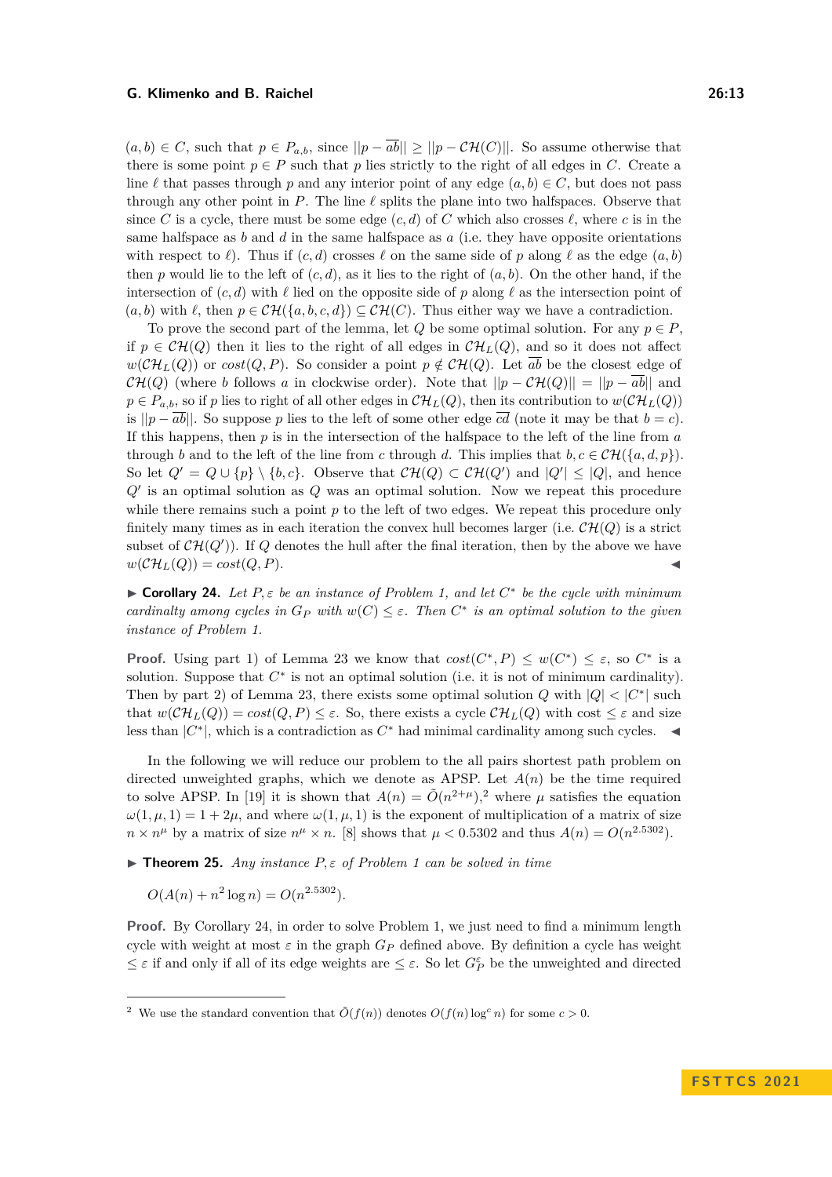$(a,b) \in C$, such that $p \in P_{a,b}$, since $||p - \overline{ab}|| \geq ||p - \mathcal{CH}(C)||$. So assume otherwise that there is some point $p \in P$ such that $p$ lies strictly to the right of all edges in $C$. Create a line $\ell$ that passes through $p$ and any interior point of any edge $(a,b) \in C$, but does not pass through any other point in $P$. The line $\ell$ splits the plane into two halfspaces. Observe that since $C$ is a cycle, there must be some edge $(c,d)$ of $C$ which also crosses $\ell$, where $c$ is in the same halfspace as $b$ and $d$ in the same halfspace as $a$ (i.e. they have opposite orientations with respect to $\ell$). Thus if $(c,d)$ crosses $\ell$ on the same side of $p$ along $\ell$ as the edge $(a,b)$ then $p$ would lie to the left of $(c,d)$, as it lies to the right of $(a,b)$. On the other hand, if the intersection of $(c,d)$ with $\ell$ lied on the opposite side of $p$ along $\ell$ as the intersection point of $(a,b)$ with $\ell$, then $p \in \mathcal{CH}(\{a,b,c,d\}) \subseteq \mathcal{CH}(C)$. Thus either way we have a contradiction.

To prove the second part of the lemma, let $Q$ be some optimal solution. For any $p \in P$, if $p \in \mathcal{CH}(Q)$ then it lies to the right of all edges in $\mathcal{CH}_L(Q)$, and so it does not affect $w(\mathcal{CH}_L(Q))$ or $cost(Q,P)$. So consider a point $p \notin \mathcal{CH}(Q)$. Let $\overline{ab}$ be the closest edge of $\mathcal{CH}(Q)$ (where $b$ follows $a$ in clockwise order). Note that $||p - \mathcal{CH}(Q)|| = ||p - \overline{ab}||$ and $p \in P_{a,b}$, so if $p$ lies to right of all other edges in $\mathcal{CH}_L(Q)$, then its contribution to $w(\mathcal{CH}_L(Q))$ is $||p - \overline{ab}||$. So suppose $p$ lies to the left of some other edge $\overline{cd}$ (note it may be that $b = c$). If this happens, then $p$ is in the intersection of the halfspace to the left of the line from $a$ through $b$ and to the left of the line from $c$ through $d$. This implies that $b, c \in \mathcal{CH}(\{a,d,p\})$. So let $Q' = Q \cup \{p\} \setminus \{b,c\}$. Observe that $\mathcal{CH}(Q) \subset \mathcal{CH}(Q')$ and $|Q'| \leq |Q|$, and hence $Q'$ is an optimal solution as $Q$ was an optimal solution. Now we repeat this procedure while there remains such a point $p$ to the left of two edges. We repeat this procedure only finitely many times as in each iteration the convex hull becomes larger (i.e. $\mathcal{CH}(Q)$ is a strict subset of $\mathcal{CH}(Q')$). If $Q$ denotes the hull after the final iteration, then by the above we have $w(\mathcal{CH}_L(Q)) = cost(Q,P)$. ◀

▶ **Corollary 24.** *Let $P, \varepsilon$ be an instance of Problem 1, and let $C^*$ be the cycle with minimum cardinalty among cycles in $G_P$ with $w(C) \leq \varepsilon$. Then $C^*$ is an optimal solution to the given instance of Problem 1.*

**Proof.** Using part 1) of Lemma 23 we know that $cost(C^*, P) \leq w(C^*) \leq \varepsilon$, so $C^*$ is a solution. Suppose that $C^*$ is not an optimal solution (i.e. it is not of minimum cardinality). Then by part 2) of Lemma 23, there exists some optimal solution $Q$ with $|Q| < |C^*|$ such that $w(\mathcal{CH}_L(Q)) = cost(Q,P) \leq \varepsilon$. So, there exists a cycle $\mathcal{CH}_L(Q)$ with cost $\leq \varepsilon$ and size less than $|C^*|$, which is a contradiction as $C^*$ had minimal cardinality among such cycles. ◀

In the following we will reduce our problem to the all pairs shortest path problem on directed unweighted graphs, which we denote as APSP. Let $A(n)$ be the time required to solve APSP. In [19] it is shown that $A(n) = \tilde{O}(n^{2+\mu})$,[2] where $\mu$ satisfies the equation $\omega(1,\mu,1) = 1 + 2\mu$, and where $\omega(1,\mu,1)$ is the exponent of multiplication of a matrix of size $n \times n^{\mu}$ by a matrix of size $n^{\mu} \times n$. [8] shows that $\mu < 0.5302$ and thus $A(n) = O(n^{2.5302})$.

▶ **Theorem 25.** *Any instance $P, \varepsilon$ of Problem 1 can be solved in time*

$$O(A(n) + n^2 \log n) = O(n^{2.5302}).$$

**Proof.** By Corollary 24, in order to solve Problem 1, we just need to find a minimum length cycle with weight at most $\varepsilon$ in the graph $G_P$ defined above. By definition a cycle has weight $\leq \varepsilon$ if and only if all of its edge weights are $\leq \varepsilon$. So let $G_P^{\varepsilon}$ be the unweighted and directed

---

[2] We use the standard convention that $\tilde{O}(f(n))$ denotes $O(f(n)\log^c n)$ for some $c > 0$.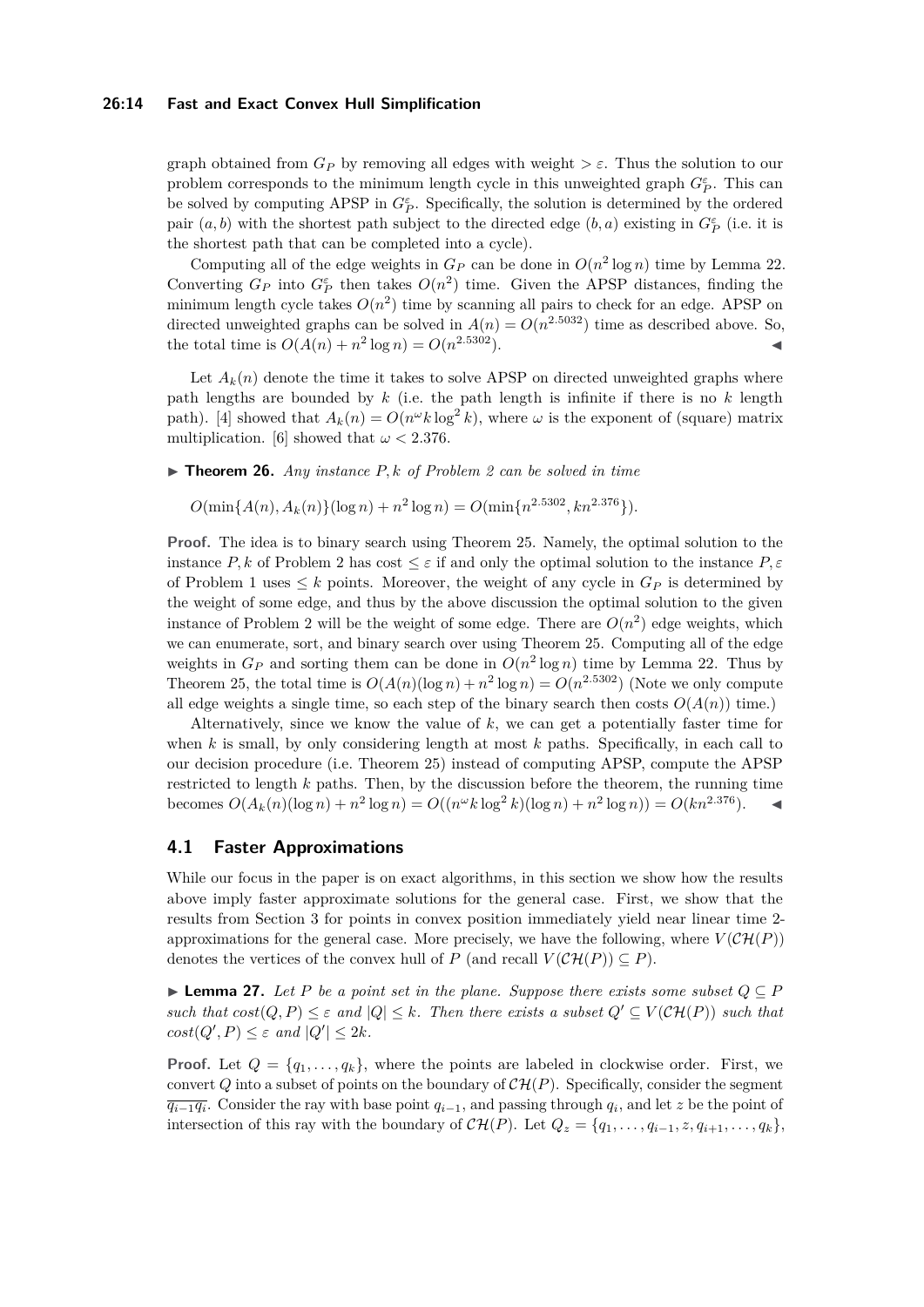graph obtained from $G_P$ by removing all edges with weight $> \varepsilon$. Thus the solution to our problem corresponds to the minimum length cycle in this unweighted graph $G_P^\varepsilon$. This can be solved by computing APSP in $G_P^\varepsilon$. Specifically, the solution is determined by the ordered pair $(a, b)$ with the shortest path subject to the directed edge $(b, a)$ existing in $G_P^\varepsilon$ (i.e. it is the shortest path that can be completed into a cycle).

Computing all of the edge weights in $G_P$ can be done in $O(n^2 \log n)$ time by Lemma 22. Converting $G_P$ into $G_P^\varepsilon$ then takes $O(n^2)$ time. Given the APSP distances, finding the minimum length cycle takes $O(n^2)$ time by scanning all pairs to check for an edge. APSP on directed unweighted graphs can be solved in $A(n) = O(n^{2.5032})$ time as described above. So, the total time is $O(A(n) + n^2 \log n) = O(n^{2.5302})$. ◀

Let $A_k(n)$ denote the time it takes to solve APSP on directed unweighted graphs where path lengths are bounded by $k$ (i.e. the path length is infinite if there is no $k$ length path). [4] showed that $A_k(n) = O(n^\omega k \log^2 k)$, where $\omega$ is the exponent of (square) matrix multiplication. [6] showed that $\omega < 2.376$.

▶ **Theorem 26.** *Any instance $P, k$ of Problem 2 can be solved in time*

$$O(\min\{A(n), A_k(n)\}(\log n) + n^2 \log n) = O(\min\{n^{2.5302}, kn^{2.376}\}).$$

**Proof.** The idea is to binary search using Theorem 25. Namely, the optimal solution to the instance $P, k$ of Problem 2 has cost $\leq \varepsilon$ if and only the optimal solution to the instance $P, \varepsilon$ of Problem 1 uses $\leq k$ points. Moreover, the weight of any cycle in $G_P$ is determined by the weight of some edge, and thus by the above discussion the optimal solution to the given instance of Problem 2 will be the weight of some edge. There are $O(n^2)$ edge weights, which we can enumerate, sort, and binary search over using Theorem 25. Computing all of the edge weights in $G_P$ and sorting them can be done in $O(n^2 \log n)$ time by Lemma 22. Thus by Theorem 25, the total time is $O(A(n)(\log n) + n^2 \log n) = O(n^{2.5302})$ (Note we only compute all edge weights a single time, so each step of the binary search then costs $O(A(n))$ time.)

Alternatively, since we know the value of $k$, we can get a potentially faster time for when $k$ is small, by only considering length at most $k$ paths. Specifically, in each call to our decision procedure (i.e. Theorem 25) instead of computing APSP, compute the APSP restricted to length $k$ paths. Then, by the discussion before the theorem, the running time becomes $O(A_k(n)(\log n) + n^2 \log n) = O((n^\omega k \log^2 k)(\log n) + n^2 \log n)) = O(kn^{2.376})$. ◀

## 4.1 Faster Approximations

While our focus in the paper is on exact algorithms, in this section we show how the results above imply faster approximate solutions for the general case. First, we show that the results from Section 3 for points in convex position immediately yield near linear time 2-approximations for the general case. More precisely, we have the following, where $V(\mathcal{CH}(P))$ denotes the vertices of the convex hull of $P$ (and recall $V(\mathcal{CH}(P)) \subseteq P$).

▶ **Lemma 27.** *Let $P$ be a point set in the plane. Suppose there exists some subset $Q \subseteq P$ such that $cost(Q, P) \leq \varepsilon$ and $|Q| \leq k$. Then there exists a subset $Q' \subseteq V(\mathcal{CH}(P))$ such that $cost(Q', P) \leq \varepsilon$ and $|Q'| \leq 2k$.*

**Proof.** Let $Q = \{q_1, \ldots, q_k\}$, where the points are labeled in clockwise order. First, we convert $Q$ into a subset of points on the boundary of $\mathcal{CH}(P)$. Specifically, consider the segment $\overline{q_{i-1}q_i}$. Consider the ray with base point $q_{i-1}$, and passing through $q_i$, and let $z$ be the point of intersection of this ray with the boundary of $\mathcal{CH}(P)$. Let $Q_z = \{q_1, \ldots, q_{i-1}, z, q_{i+1}, \ldots, q_k\}$,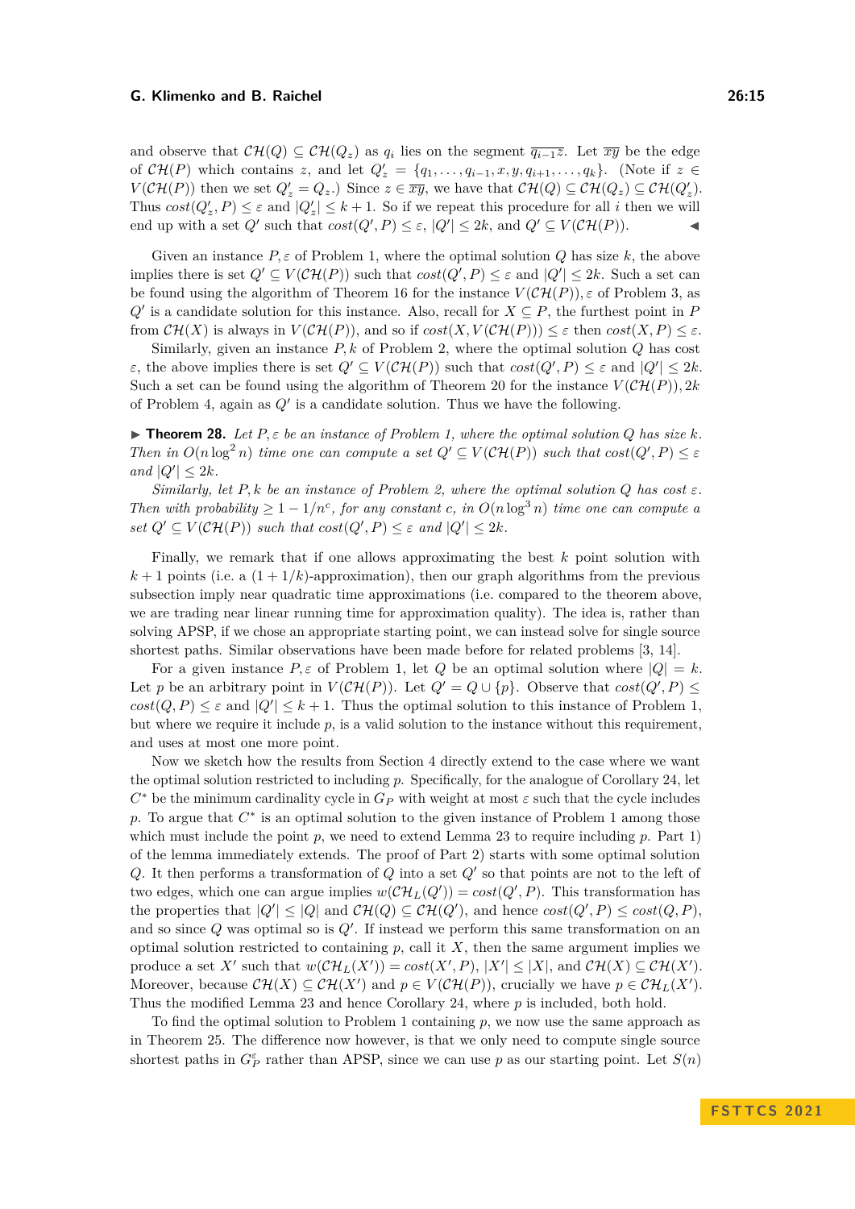and observe that $\mathcal{CH}(Q) \subseteq \mathcal{CH}(Q_z)$ as $q_i$ lies on the segment $\overline{q_{i-1}z}$. Let $\overline{xy}$ be the edge of $\mathcal{CH}(P)$ which contains $z$, and let $Q'_z = \{q_1, \ldots, q_{i-1}, x, y, q_{i+1}, \ldots, q_k\}$. (Note if $z \in V(\mathcal{CH}(P))$ then we set $Q'_z = Q_z$.) Since $z \in \overline{xy}$, we have that $\mathcal{CH}(Q) \subseteq \mathcal{CH}(Q_z) \subseteq \mathcal{CH}(Q'_z)$. Thus $cost(Q'_z, P) \leq \varepsilon$ and $|Q'_z| \leq k+1$. So if we repeat this procedure for all $i$ then we will end up with a set $Q'$ such that $cost(Q', P) \leq \varepsilon$, $|Q'| \leq 2k$, and $Q' \subseteq V(\mathcal{CH}(P))$. ◀

Given an instance $P, \varepsilon$ of Problem 1, where the optimal solution $Q$ has size $k$, the above implies there is set $Q' \subseteq V(\mathcal{CH}(P))$ such that $cost(Q', P) \leq \varepsilon$ and $|Q'| \leq 2k$. Such a set can be found using the algorithm of Theorem 16 for the instance $V(\mathcal{CH}(P)), \varepsilon$ of Problem 3, as $Q'$ is a candidate solution for this instance. Also, recall for $X \subseteq P$, the furthest point in $P$ from $\mathcal{CH}(X)$ is always in $V(\mathcal{CH}(P))$, and so if $cost(X, V(\mathcal{CH}(P))) \leq \varepsilon$ then $cost(X, P) \leq \varepsilon$.

Similarly, given an instance $P, k$ of Problem 2, where the optimal solution $Q$ has cost $\varepsilon$, the above implies there is set $Q' \subseteq V(\mathcal{CH}(P))$ such that $cost(Q', P) \leq \varepsilon$ and $|Q'| \leq 2k$. Such a set can be found using the algorithm of Theorem 20 for the instance $V(\mathcal{CH}(P)), 2k$ of Problem 4, again as $Q'$ is a candidate solution. Thus we have the following.

▶ **Theorem 28.** *Let $P, \varepsilon$ be an instance of Problem 1, where the optimal solution $Q$ has size $k$. Then in $O(n \log^2 n)$ time one can compute a set $Q' \subseteq V(\mathcal{CH}(P))$ such that $cost(Q', P) \leq \varepsilon$ and $|Q'| \leq 2k$.*

*Similarly, let $P, k$ be an instance of Problem 2, where the optimal solution $Q$ has cost $\varepsilon$. Then with probability $\geq 1 - 1/n^c$, for any constant $c$, in $O(n \log^3 n)$ time one can compute a set $Q' \subseteq V(\mathcal{CH}(P))$ such that $cost(Q', P) \leq \varepsilon$ and $|Q'| \leq 2k$.*

Finally, we remark that if one allows approximating the best $k$ point solution with $k+1$ points (i.e. a $(1 + 1/k)$-approximation), then our graph algorithms from the previous subsection imply near quadratic time approximations (i.e. compared to the theorem above, we are trading near linear running time for approximation quality). The idea is, rather than solving APSP, if we chose an appropriate starting point, we can instead solve for single source shortest paths. Similar observations have been made before for related problems [3, 14].

For a given instance $P, \varepsilon$ of Problem 1, let $Q$ be an optimal solution where $|Q| = k$. Let $p$ be an arbitrary point in $V(\mathcal{CH}(P))$. Let $Q' = Q \cup \{p\}$. Observe that $cost(Q', P) \leq cost(Q, P) \leq \varepsilon$ and $|Q'| \leq k+1$. Thus the optimal solution to this instance of Problem 1, but where we require it include $p$, is a valid solution to the instance without this requirement, and uses at most one more point.

Now we sketch how the results from Section 4 directly extend to the case where we want the optimal solution restricted to including $p$. Specifically, for the analogue of Corollary 24, let $C^*$ be the minimum cardinality cycle in $G_P$ with weight at most $\varepsilon$ such that the cycle includes $p$. To argue that $C^*$ is an optimal solution to the given instance of Problem 1 among those which must include the point $p$, we need to extend Lemma 23 to require including $p$. Part 1) of the lemma immediately extends. The proof of Part 2) starts with some optimal solution $Q$. It then performs a transformation of $Q$ into a set $Q'$ so that points are not to the left of two edges, which one can argue implies $w(\mathcal{CH}_L(Q')) = cost(Q', P)$. This transformation has the properties that $|Q'| \leq |Q|$ and $\mathcal{CH}(Q) \subseteq \mathcal{CH}(Q')$, and hence $cost(Q', P) \leq cost(Q, P)$, and so since $Q$ was optimal so is $Q'$. If instead we perform this same transformation on an optimal solution restricted to containing $p$, call it $X$, then the same argument implies we produce a set $X'$ such that $w(\mathcal{CH}_L(X')) = cost(X', P)$, $|X'| \leq |X|$, and $\mathcal{CH}(X) \subseteq \mathcal{CH}(X')$. Moreover, because $\mathcal{CH}(X) \subseteq \mathcal{CH}(X')$ and $p \in V(\mathcal{CH}(P))$, crucially we have $p \in \mathcal{CH}_L(X')$. Thus the modified Lemma 23 and hence Corollary 24, where $p$ is included, both hold.

To find the optimal solution to Problem 1 containing $p$, we now use the same approach as in Theorem 25. The difference now however, is that we only need to compute single source shortest paths in $G_P^\varepsilon$ rather than APSP, since we can use $p$ as our starting point. Let $S(n)$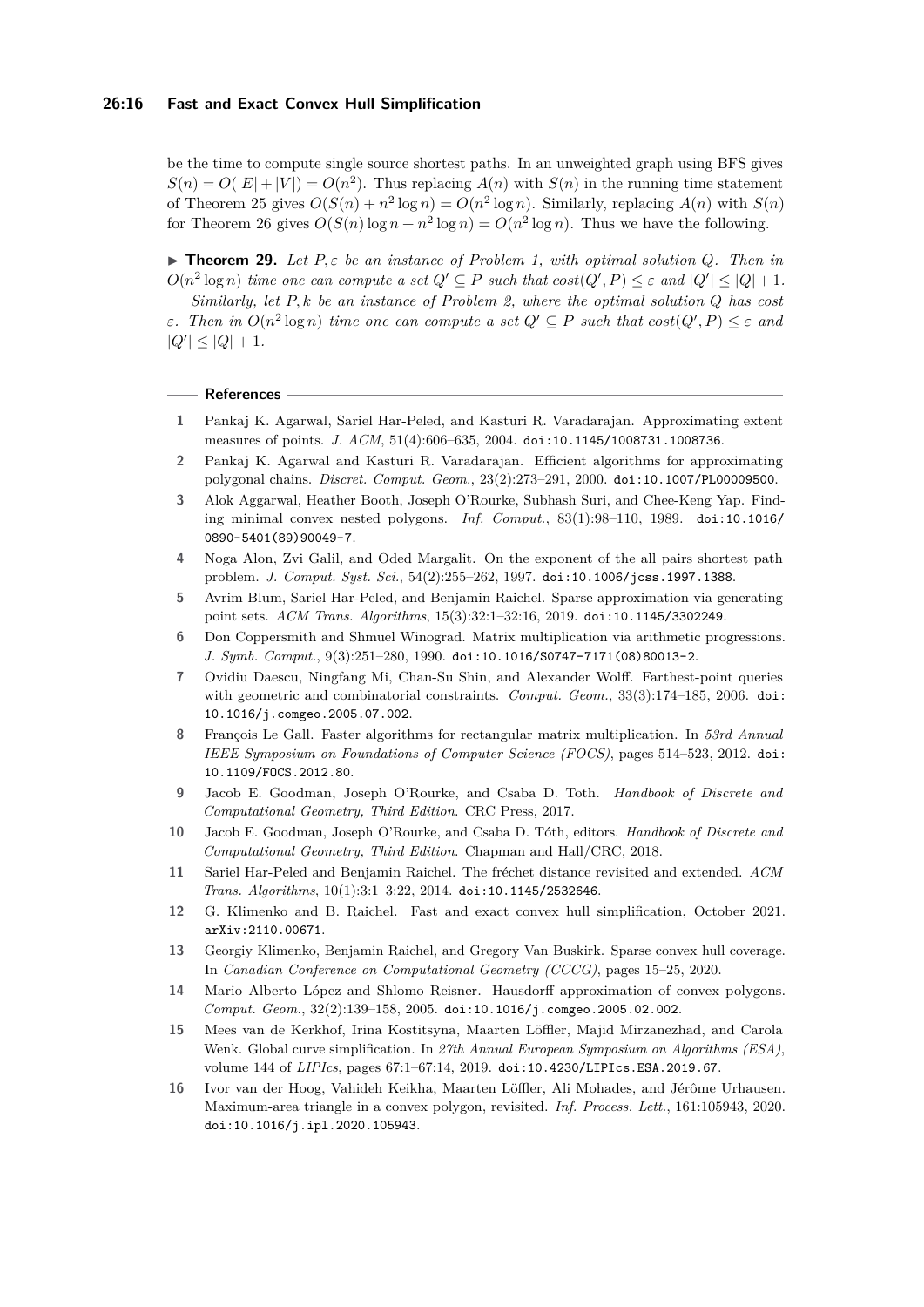be the time to compute single source shortest paths. In an unweighted graph using BFS gives $S(n) = O(|E| + |V|) = O(n^2)$. Thus replacing $A(n)$ with $S(n)$ in the running time statement of Theorem 25 gives $O(S(n) + n^2 \log n) = O(n^2 \log n)$. Similarly, replacing $A(n)$ with $S(n)$ for Theorem 26 gives $O(S(n) \log n + n^2 \log n) = O(n^2 \log n)$. Thus we have the following.

▶ **Theorem 29.** *Let $P, \varepsilon$ be an instance of Problem 1, with optimal solution $Q$. Then in $O(n^2 \log n)$ time one can compute a set $Q' \subseteq P$ such that $cost(Q', P) \leq \varepsilon$ and $|Q'| \leq |Q| + 1$.*

*Similarly, let $P, k$ be an instance of Problem 2, where the optimal solution $Q$ has cost $\varepsilon$. Then in $O(n^2 \log n)$ time one can compute a set $Q' \subseteq P$ such that $cost(Q', P) \leq \varepsilon$ and $|Q'| \leq |Q| + 1$.*

## References

1. Pankaj K. Agarwal, Sariel Har-Peled, and Kasturi R. Varadarajan. Approximating extent measures of points. *J. ACM*, 51(4):606–635, 2004. doi:10.1145/1008731.1008736.
2. Pankaj K. Agarwal and Kasturi R. Varadarajan. Efficient algorithms for approximating polygonal chains. *Discret. Comput. Geom.*, 23(2):273–291, 2000. doi:10.1007/PL00009500.
3. Alok Aggarwal, Heather Booth, Joseph O'Rourke, Subhash Suri, and Chee-Keng Yap. Finding minimal convex nested polygons. *Inf. Comput.*, 83(1):98–110, 1989. doi:10.1016/0890-5401(89)90049-7.
4. Noga Alon, Zvi Galil, and Oded Margalit. On the exponent of the all pairs shortest path problem. *J. Comput. Syst. Sci.*, 54(2):255–262, 1997. doi:10.1006/jcss.1997.1388.
5. Avrim Blum, Sariel Har-Peled, and Benjamin Raichel. Sparse approximation via generating point sets. *ACM Trans. Algorithms*, 15(3):32:1–32:16, 2019. doi:10.1145/3302249.
6. Don Coppersmith and Shmuel Winograd. Matrix multiplication via arithmetic progressions. *J. Symb. Comput.*, 9(3):251–280, 1990. doi:10.1016/S0747-7171(08)80013-2.
7. Ovidiu Daescu, Ningfang Mi, Chan-Su Shin, and Alexander Wolff. Farthest-point queries with geometric and combinatorial constraints. *Comput. Geom.*, 33(3):174–185, 2006. doi:10.1016/j.comgeo.2005.07.002.
8. François Le Gall. Faster algorithms for rectangular matrix multiplication. In *53rd Annual IEEE Symposium on Foundations of Computer Science (FOCS)*, pages 514–523, 2012. doi:10.1109/FOCS.2012.80.
9. Jacob E. Goodman, Joseph O'Rourke, and Csaba D. Toth. *Handbook of Discrete and Computational Geometry, Third Edition*. CRC Press, 2017.
10. Jacob E. Goodman, Joseph O'Rourke, and Csaba D. Tóth, editors. *Handbook of Discrete and Computational Geometry, Third Edition*. Chapman and Hall/CRC, 2018.
11. Sariel Har-Peled and Benjamin Raichel. The fréchet distance revisited and extended. *ACM Trans. Algorithms*, 10(1):3:1–3:22, 2014. doi:10.1145/2532646.
12. G. Klimenko and B. Raichel. Fast and exact convex hull simplification, October 2021. arXiv:2110.00671.
13. Georgiy Klimenko, Benjamin Raichel, and Gregory Van Buskirk. Sparse convex hull coverage. In *Canadian Conference on Computational Geometry (CCCG)*, pages 15–25, 2020.
14. Mario Alberto López and Shlomo Reisner. Hausdorff approximation of convex polygons. *Comput. Geom.*, 32(2):139–158, 2005. doi:10.1016/j.comgeo.2005.02.002.
15. Mees van de Kerkhof, Irina Kostitsyna, Maarten Löffler, Majid Mirzanezhad, and Carola Wenk. Global curve simplification. In *27th Annual European Symposium on Algorithms (ESA)*, volume 144 of *LIPIcs*, pages 67:1–67:14, 2019. doi:10.4230/LIPIcs.ESA.2019.67.
16. Ivor van der Hoog, Vahideh Keikha, Maarten Löffler, Ali Mohades, and Jérôme Urhausen. Maximum-area triangle in a convex polygon, revisited. *Inf. Process. Lett.*, 161:105943, 2020. doi:10.1016/j.ipl.2020.105943.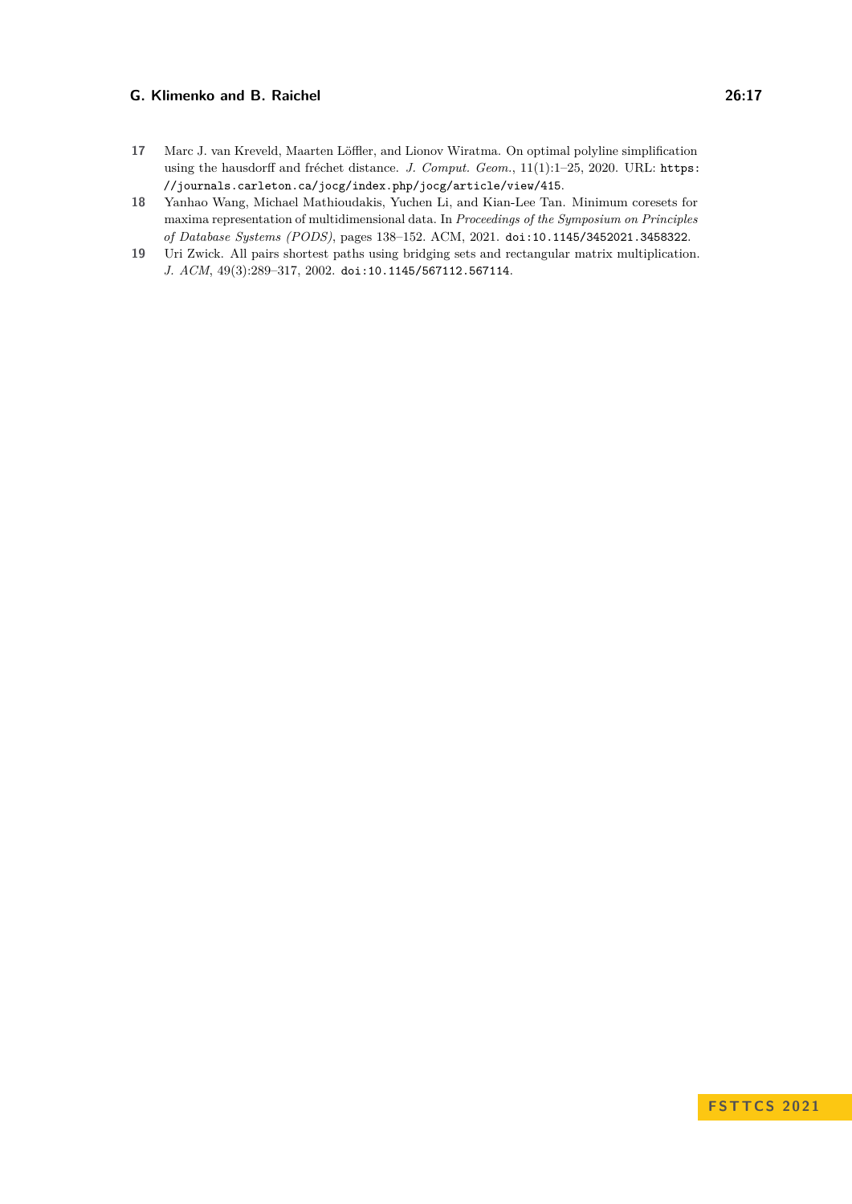17 Marc J. van Kreveld, Maarten Löffler, and Lionov Wiratma. On optimal polyline simplification using the hausdorff and fréchet distance. *J. Comput. Geom.*, 11(1):1–25, 2020. URL: https://journals.carleton.ca/jocg/index.php/jocg/article/view/415.

18 Yanhao Wang, Michael Mathioudakis, Yuchen Li, and Kian-Lee Tan. Minimum coresets for maxima representation of multidimensional data. In *Proceedings of the Symposium on Principles of Database Systems (PODS)*, pages 138–152. ACM, 2021. doi:10.1145/3452021.3458322.

19 Uri Zwick. All pairs shortest paths using bridging sets and rectangular matrix multiplication. *J. ACM*, 49(3):289–317, 2002. doi:10.1145/567112.567114.